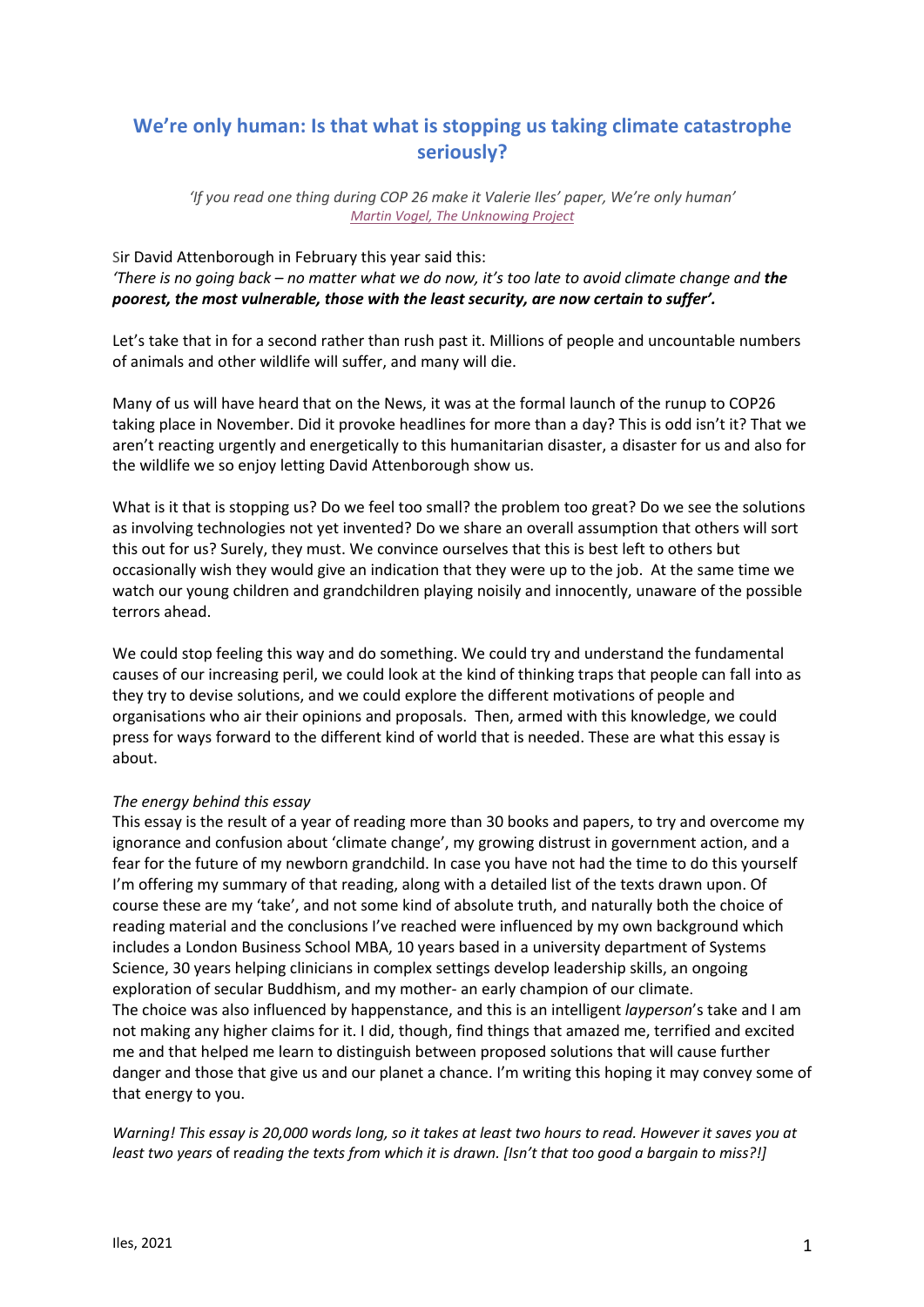# We're only human: Is that what is stopping us taking climate catastrophe seriously?

*'If you read one thing during COP 26 make it Valerie Iles' paper, We're only human'*
*Martin Vogel, The Unknowing Project*

Sir David Attenborough in February this year said this:
*'There is no going back – no matter what we do now, it's too late to avoid climate change and* ***the poorest, the most vulnerable, those with the least security, are now certain to suffer'.***

Let's take that in for a second rather than rush past it. Millions of people and uncountable numbers of animals and other wildlife will suffer, and many will die.

Many of us will have heard that on the News, it was at the formal launch of the runup to COP26 taking place in November. Did it provoke headlines for more than a day? This is odd isn't it? That we aren't reacting urgently and energetically to this humanitarian disaster, a disaster for us and also for the wildlife we so enjoy letting David Attenborough show us.

What is it that is stopping us? Do we feel too small? the problem too great? Do we see the solutions as involving technologies not yet invented? Do we share an overall assumption that others will sort this out for us? Surely, they must. We convince ourselves that this is best left to others but occasionally wish they would give an indication that they were up to the job. At the same time we watch our young children and grandchildren playing noisily and innocently, unaware of the possible terrors ahead.

We could stop feeling this way and do something. We could try and understand the fundamental causes of our increasing peril, we could look at the kind of thinking traps that people can fall into as they try to devise solutions, and we could explore the different motivations of people and organisations who air their opinions and proposals. Then, armed with this knowledge, we could press for ways forward to the different kind of world that is needed. These are what this essay is about.

*The energy behind this essay*

This essay is the result of a year of reading more than 30 books and papers, to try and overcome my ignorance and confusion about 'climate change', my growing distrust in government action, and a fear for the future of my newborn grandchild. In case you have not had the time to do this yourself I'm offering my summary of that reading, along with a detailed list of the texts drawn upon. Of course these are my 'take', and not some kind of absolute truth, and naturally both the choice of reading material and the conclusions I've reached were influenced by my own background which includes a London Business School MBA, 10 years based in a university department of Systems Science, 30 years helping clinicians in complex settings develop leadership skills, an ongoing exploration of secular Buddhism, and my mother- an early champion of our climate.
The choice was also influenced by happenstance, and this is an intelligent *layperson*'s take and I am not making any higher claims for it. I did, though, find things that amazed me, terrified and excited me and that helped me learn to distinguish between proposed solutions that will cause further danger and those that give us and our planet a chance. I'm writing this hoping it may convey some of that energy to you.

*Warning! This essay is 20,000 words long, so it takes at least two hours to read. However it saves you at least two years* of *reading the texts from which it is drawn. [Isn't that too good a bargain to miss?!]*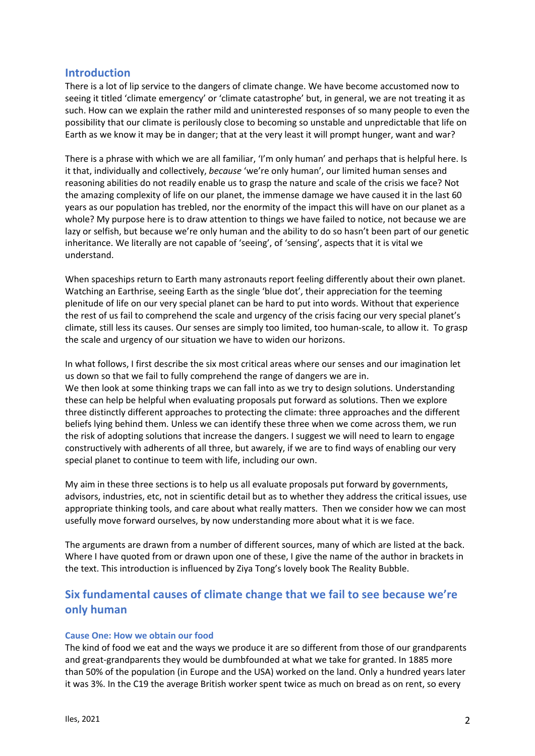## Introduction

There is a lot of lip service to the dangers of climate change. We have become accustomed now to seeing it titled 'climate emergency' or 'climate catastrophe' but, in general, we are not treating it as such. How can we explain the rather mild and uninterested responses of so many people to even the possibility that our climate is perilously close to becoming so unstable and unpredictable that life on Earth as we know it may be in danger; that at the very least it will prompt hunger, want and war?

There is a phrase with which we are all familiar, 'I'm only human' and perhaps that is helpful here. Is it that, individually and collectively, *because* 'we're only human', our limited human senses and reasoning abilities do not readily enable us to grasp the nature and scale of the crisis we face? Not the amazing complexity of life on our planet, the immense damage we have caused it in the last 60 years as our population has trebled, nor the enormity of the impact this will have on our planet as a whole? My purpose here is to draw attention to things we have failed to notice, not because we are lazy or selfish, but because we're only human and the ability to do so hasn't been part of our genetic inheritance. We literally are not capable of 'seeing', of 'sensing', aspects that it is vital we understand.

When spaceships return to Earth many astronauts report feeling differently about their own planet. Watching an Earthrise, seeing Earth as the single 'blue dot', their appreciation for the teeming plenitude of life on our very special planet can be hard to put into words. Without that experience the rest of us fail to comprehend the scale and urgency of the crisis facing our very special planet's climate, still less its causes. Our senses are simply too limited, too human-scale, to allow it. To grasp the scale and urgency of our situation we have to widen our horizons.

In what follows, I first describe the six most critical areas where our senses and our imagination let us down so that we fail to fully comprehend the range of dangers we are in.
We then look at some thinking traps we can fall into as we try to design solutions. Understanding these can help be helpful when evaluating proposals put forward as solutions. Then we explore three distinctly different approaches to protecting the climate: three approaches and the different beliefs lying behind them. Unless we can identify these three when we come across them, we run the risk of adopting solutions that increase the dangers. I suggest we will need to learn to engage constructively with adherents of all three, but awarely, if we are to find ways of enabling our very special planet to continue to teem with life, including our own.

My aim in these three sections is to help us all evaluate proposals put forward by governments, advisors, industries, etc, not in scientific detail but as to whether they address the critical issues, use appropriate thinking tools, and care about what really matters. Then we consider how we can most usefully move forward ourselves, by now understanding more about what it is we face.

The arguments are drawn from a number of different sources, many of which are listed at the back. Where I have quoted from or drawn upon one of these, I give the name of the author in brackets in the text. This introduction is influenced by Ziya Tong's lovely book The Reality Bubble.

## Six fundamental causes of climate change that we fail to see because we're only human

### Cause One: How we obtain our food

The kind of food we eat and the ways we produce it are so different from those of our grandparents and great-grandparents they would be dumbfounded at what we take for granted. In 1885 more than 50% of the population (in Europe and the USA) worked on the land. Only a hundred years later it was 3%. In the C19 the average British worker spent twice as much on bread as on rent, so every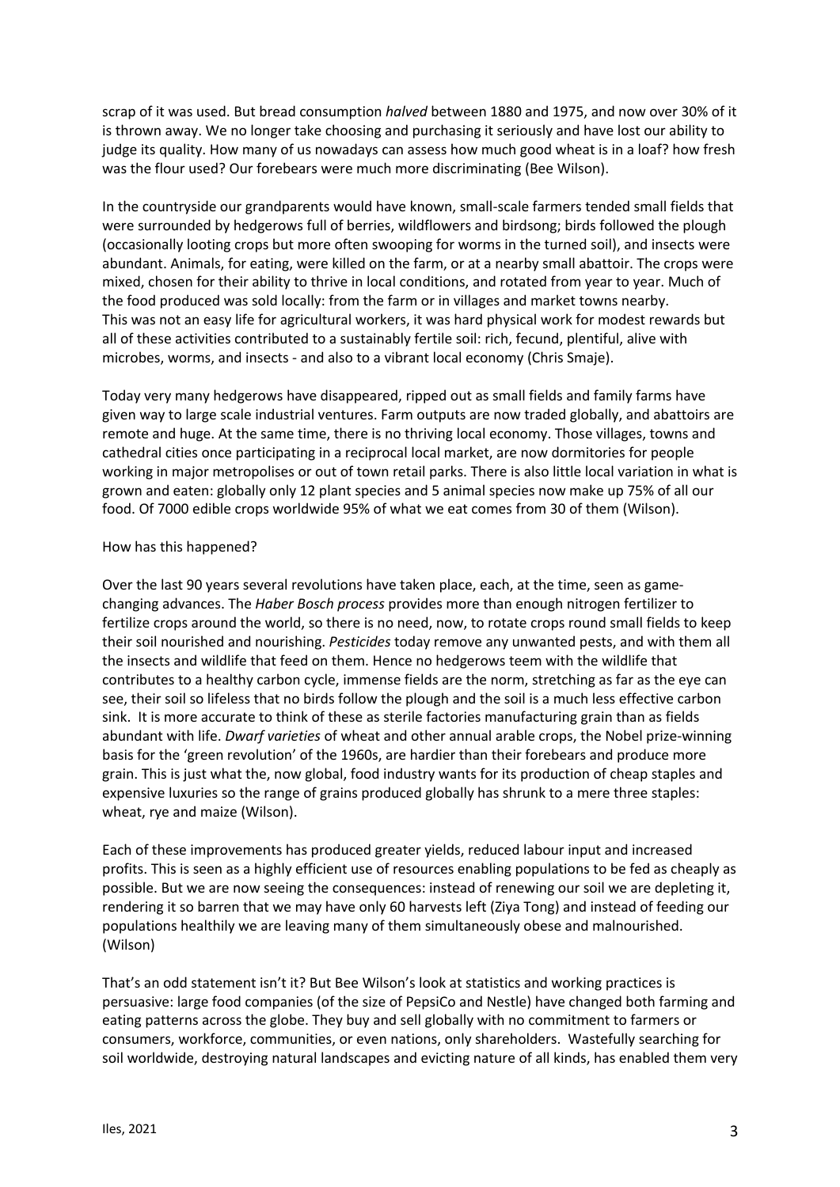scrap of it was used. But bread consumption *halved* between 1880 and 1975, and now over 30% of it is thrown away. We no longer take choosing and purchasing it seriously and have lost our ability to judge its quality. How many of us nowadays can assess how much good wheat is in a loaf? how fresh was the flour used? Our forebears were much more discriminating (Bee Wilson).

In the countryside our grandparents would have known, small-scale farmers tended small fields that were surrounded by hedgerows full of berries, wildflowers and birdsong; birds followed the plough (occasionally looting crops but more often swooping for worms in the turned soil), and insects were abundant. Animals, for eating, were killed on the farm, or at a nearby small abattoir. The crops were mixed, chosen for their ability to thrive in local conditions, and rotated from year to year. Much of the food produced was sold locally: from the farm or in villages and market towns nearby.
This was not an easy life for agricultural workers, it was hard physical work for modest rewards but all of these activities contributed to a sustainably fertile soil: rich, fecund, plentiful, alive with microbes, worms, and insects - and also to a vibrant local economy (Chris Smaje).

Today very many hedgerows have disappeared, ripped out as small fields and family farms have given way to large scale industrial ventures. Farm outputs are now traded globally, and abattoirs are remote and huge. At the same time, there is no thriving local economy. Those villages, towns and cathedral cities once participating in a reciprocal local market, are now dormitories for people working in major metropolises or out of town retail parks. There is also little local variation in what is grown and eaten: globally only 12 plant species and 5 animal species now make up 75% of all our food. Of 7000 edible crops worldwide 95% of what we eat comes from 30 of them (Wilson).

How has this happened?

Over the last 90 years several revolutions have taken place, each, at the time, seen as game-changing advances. The *Haber Bosch process* provides more than enough nitrogen fertilizer to fertilize crops around the world, so there is no need, now, to rotate crops round small fields to keep their soil nourished and nourishing. *Pesticides* today remove any unwanted pests, and with them all the insects and wildlife that feed on them. Hence no hedgerows teem with the wildlife that contributes to a healthy carbon cycle, immense fields are the norm, stretching as far as the eye can see, their soil so lifeless that no birds follow the plough and the soil is a much less effective carbon sink. It is more accurate to think of these as sterile factories manufacturing grain than as fields abundant with life. *Dwarf varieties* of wheat and other annual arable crops, the Nobel prize-winning basis for the 'green revolution' of the 1960s, are hardier than their forebears and produce more grain. This is just what the, now global, food industry wants for its production of cheap staples and expensive luxuries so the range of grains produced globally has shrunk to a mere three staples: wheat, rye and maize (Wilson).

Each of these improvements has produced greater yields, reduced labour input and increased profits. This is seen as a highly efficient use of resources enabling populations to be fed as cheaply as possible. But we are now seeing the consequences: instead of renewing our soil we are depleting it, rendering it so barren that we may have only 60 harvests left (Ziya Tong) and instead of feeding our populations healthily we are leaving many of them simultaneously obese and malnourished. (Wilson)

That's an odd statement isn't it? But Bee Wilson's look at statistics and working practices is persuasive: large food companies (of the size of PepsiCo and Nestle) have changed both farming and eating patterns across the globe. They buy and sell globally with no commitment to farmers or consumers, workforce, communities, or even nations, only shareholders. Wastefully searching for soil worldwide, destroying natural landscapes and evicting nature of all kinds, has enabled them very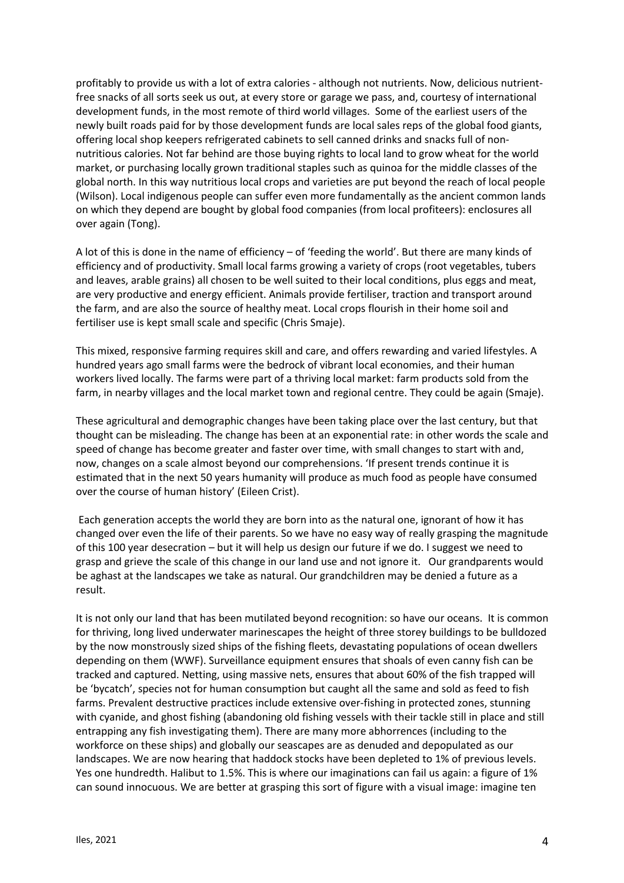profitably to provide us with a lot of extra calories - although not nutrients. Now, delicious nutrient-free snacks of all sorts seek us out, at every store or garage we pass, and, courtesy of international development funds, in the most remote of third world villages. Some of the earliest users of the newly built roads paid for by those development funds are local sales reps of the global food giants, offering local shop keepers refrigerated cabinets to sell canned drinks and snacks full of non-nutritious calories. Not far behind are those buying rights to local land to grow wheat for the world market, or purchasing locally grown traditional staples such as quinoa for the middle classes of the global north. In this way nutritious local crops and varieties are put beyond the reach of local people (Wilson). Local indigenous people can suffer even more fundamentally as the ancient common lands on which they depend are bought by global food companies (from local profiteers): enclosures all over again (Tong).

A lot of this is done in the name of efficiency – of 'feeding the world'. But there are many kinds of efficiency and of productivity. Small local farms growing a variety of crops (root vegetables, tubers and leaves, arable grains) all chosen to be well suited to their local conditions, plus eggs and meat, are very productive and energy efficient. Animals provide fertiliser, traction and transport around the farm, and are also the source of healthy meat. Local crops flourish in their home soil and fertiliser use is kept small scale and specific (Chris Smaje).

This mixed, responsive farming requires skill and care, and offers rewarding and varied lifestyles. A hundred years ago small farms were the bedrock of vibrant local economies, and their human workers lived locally. The farms were part of a thriving local market: farm products sold from the farm, in nearby villages and the local market town and regional centre. They could be again (Smaje).

These agricultural and demographic changes have been taking place over the last century, but that thought can be misleading. The change has been at an exponential rate: in other words the scale and speed of change has become greater and faster over time, with small changes to start with and, now, changes on a scale almost beyond our comprehensions. 'If present trends continue it is estimated that in the next 50 years humanity will produce as much food as people have consumed over the course of human history' (Eileen Crist).

Each generation accepts the world they are born into as the natural one, ignorant of how it has changed over even the life of their parents. So we have no easy way of really grasping the magnitude of this 100 year desecration – but it will help us design our future if we do. I suggest we need to grasp and grieve the scale of this change in our land use and not ignore it. Our grandparents would be aghast at the landscapes we take as natural. Our grandchildren may be denied a future as a result.

It is not only our land that has been mutilated beyond recognition: so have our oceans. It is common for thriving, long lived underwater marinescapes the height of three storey buildings to be bulldozed by the now monstrously sized ships of the fishing fleets, devastating populations of ocean dwellers depending on them (WWF). Surveillance equipment ensures that shoals of even canny fish can be tracked and captured. Netting, using massive nets, ensures that about 60% of the fish trapped will be 'bycatch', species not for human consumption but caught all the same and sold as feed to fish farms. Prevalent destructive practices include extensive over-fishing in protected zones, stunning with cyanide, and ghost fishing (abandoning old fishing vessels with their tackle still in place and still entrapping any fish investigating them). There are many more abhorrences (including to the workforce on these ships) and globally our seascapes are as denuded and depopulated as our landscapes. We are now hearing that haddock stocks have been depleted to 1% of previous levels. Yes one hundredth. Halibut to 1.5%. This is where our imaginations can fail us again: a figure of 1% can sound innocuous. We are better at grasping this sort of figure with a visual image: imagine ten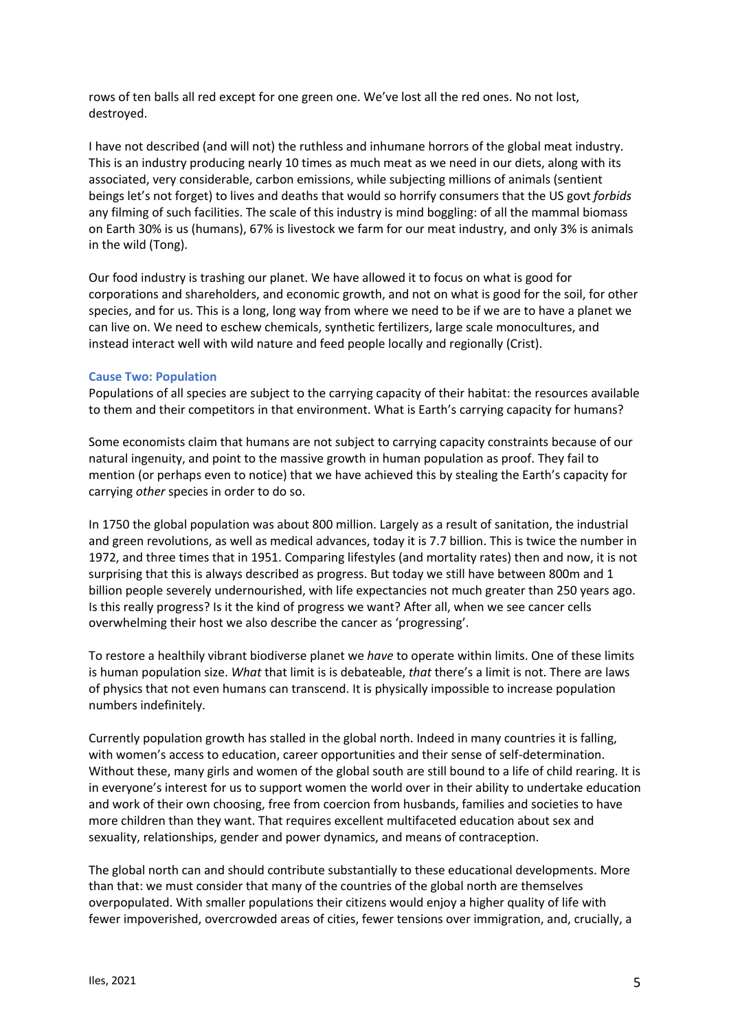rows of ten balls all red except for one green one. We've lost all the red ones. No not lost, destroyed.

I have not described (and will not) the ruthless and inhumane horrors of the global meat industry. This is an industry producing nearly 10 times as much meat as we need in our diets, along with its associated, very considerable, carbon emissions, while subjecting millions of animals (sentient beings let's not forget) to lives and deaths that would so horrify consumers that the US govt *forbids* any filming of such facilities. The scale of this industry is mind boggling: of all the mammal biomass on Earth 30% is us (humans), 67% is livestock we farm for our meat industry, and only 3% is animals in the wild (Tong).

Our food industry is trashing our planet. We have allowed it to focus on what is good for corporations and shareholders, and economic growth, and not on what is good for the soil, for other species, and for us. This is a long, long way from where we need to be if we are to have a planet we can live on. We need to eschew chemicals, synthetic fertilizers, large scale monocultures, and instead interact well with wild nature and feed people locally and regionally (Crist).

### Cause Two: Population

Populations of all species are subject to the carrying capacity of their habitat: the resources available to them and their competitors in that environment. What is Earth's carrying capacity for humans?

Some economists claim that humans are not subject to carrying capacity constraints because of our natural ingenuity, and point to the massive growth in human population as proof. They fail to mention (or perhaps even to notice) that we have achieved this by stealing the Earth's capacity for carrying *other* species in order to do so.

In 1750 the global population was about 800 million. Largely as a result of sanitation, the industrial and green revolutions, as well as medical advances, today it is 7.7 billion. This is twice the number in 1972, and three times that in 1951. Comparing lifestyles (and mortality rates) then and now, it is not surprising that this is always described as progress. But today we still have between 800m and 1 billion people severely undernourished, with life expectancies not much greater than 250 years ago. Is this really progress? Is it the kind of progress we want? After all, when we see cancer cells overwhelming their host we also describe the cancer as 'progressing'.

To restore a healthily vibrant biodiverse planet we *have* to operate within limits. One of these limits is human population size. *What* that limit is is debateable, *that* there's a limit is not. There are laws of physics that not even humans can transcend. It is physically impossible to increase population numbers indefinitely.

Currently population growth has stalled in the global north. Indeed in many countries it is falling, with women's access to education, career opportunities and their sense of self-determination. Without these, many girls and women of the global south are still bound to a life of child rearing. It is in everyone's interest for us to support women the world over in their ability to undertake education and work of their own choosing, free from coercion from husbands, families and societies to have more children than they want. That requires excellent multifaceted education about sex and sexuality, relationships, gender and power dynamics, and means of contraception.

The global north can and should contribute substantially to these educational developments. More than that: we must consider that many of the countries of the global north are themselves overpopulated. With smaller populations their citizens would enjoy a higher quality of life with fewer impoverished, overcrowded areas of cities, fewer tensions over immigration, and, crucially, a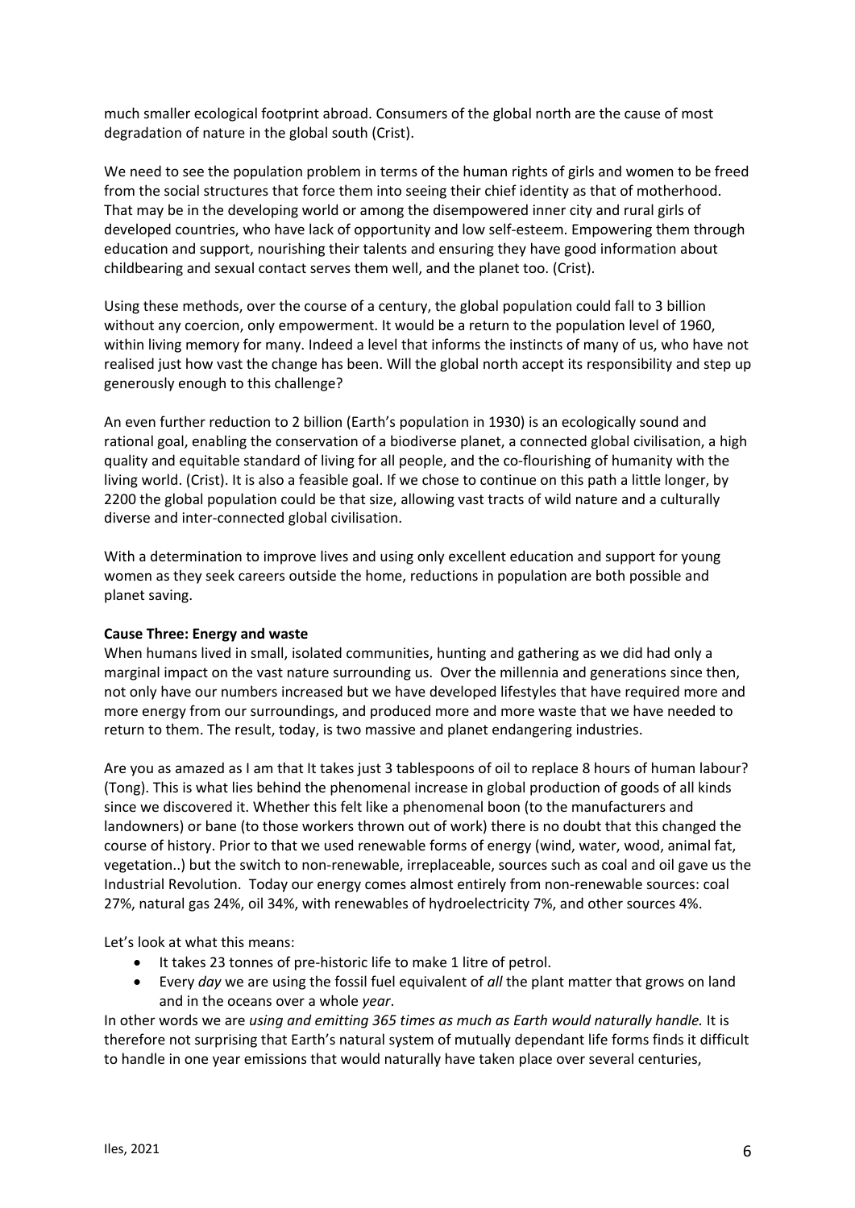much smaller ecological footprint abroad. Consumers of the global north are the cause of most degradation of nature in the global south (Crist).

We need to see the population problem in terms of the human rights of girls and women to be freed from the social structures that force them into seeing their chief identity as that of motherhood. That may be in the developing world or among the disempowered inner city and rural girls of developed countries, who have lack of opportunity and low self-esteem. Empowering them through education and support, nourishing their talents and ensuring they have good information about childbearing and sexual contact serves them well, and the planet too. (Crist).

Using these methods, over the course of a century, the global population could fall to 3 billion without any coercion, only empowerment. It would be a return to the population level of 1960, within living memory for many. Indeed a level that informs the instincts of many of us, who have not realised just how vast the change has been. Will the global north accept its responsibility and step up generously enough to this challenge?

An even further reduction to 2 billion (Earth's population in 1930) is an ecologically sound and rational goal, enabling the conservation of a biodiverse planet, a connected global civilisation, a high quality and equitable standard of living for all people, and the co-flourishing of humanity with the living world. (Crist). It is also a feasible goal. If we chose to continue on this path a little longer, by 2200 the global population could be that size, allowing vast tracts of wild nature and a culturally diverse and inter-connected global civilisation.

With a determination to improve lives and using only excellent education and support for young women as they seek careers outside the home, reductions in population are both possible and planet saving.

**Cause Three: Energy and waste**

When humans lived in small, isolated communities, hunting and gathering as we did had only a marginal impact on the vast nature surrounding us. Over the millennia and generations since then, not only have our numbers increased but we have developed lifestyles that have required more and more energy from our surroundings, and produced more and more waste that we have needed to return to them. The result, today, is two massive and planet endangering industries.

Are you as amazed as I am that It takes just 3 tablespoons of oil to replace 8 hours of human labour? (Tong). This is what lies behind the phenomenal increase in global production of goods of all kinds since we discovered it. Whether this felt like a phenomenal boon (to the manufacturers and landowners) or bane (to those workers thrown out of work) there is no doubt that this changed the course of history. Prior to that we used renewable forms of energy (wind, water, wood, animal fat, vegetation..) but the switch to non-renewable, irreplaceable, sources such as coal and oil gave us the Industrial Revolution. Today our energy comes almost entirely from non-renewable sources: coal 27%, natural gas 24%, oil 34%, with renewables of hydroelectricity 7%, and other sources 4%.

Let's look at what this means:

- It takes 23 tonnes of pre-historic life to make 1 litre of petrol.
- Every *day* we are using the fossil fuel equivalent of *all* the plant matter that grows on land and in the oceans over a whole *year*.

In other words we are *using and emitting 365 times as much as Earth would naturally handle.* It is therefore not surprising that Earth's natural system of mutually dependant life forms finds it difficult to handle in one year emissions that would naturally have taken place over several centuries,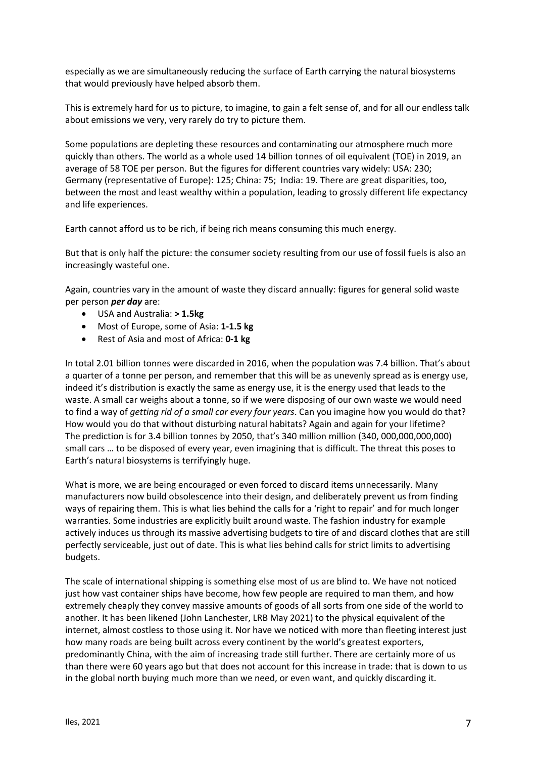especially as we are simultaneously reducing the surface of Earth carrying the natural biosystems that would previously have helped absorb them.

This is extremely hard for us to picture, to imagine, to gain a felt sense of, and for all our endless talk about emissions we very, very rarely do try to picture them.

Some populations are depleting these resources and contaminating our atmosphere much more quickly than others. The world as a whole used 14 billion tonnes of oil equivalent (TOE) in 2019, an average of 58 TOE per person. But the figures for different countries vary widely: USA: 230; Germany (representative of Europe): 125; China: 75; India: 19. There are great disparities, too, between the most and least wealthy within a population, leading to grossly different life expectancy and life experiences.

Earth cannot afford us to be rich, if being rich means consuming this much energy.

But that is only half the picture: the consumer society resulting from our use of fossil fuels is also an increasingly wasteful one.

Again, countries vary in the amount of waste they discard annually: figures for general solid waste per person ***per day*** are:

- USA and Australia: **> 1.5kg**
- Most of Europe, some of Asia: **1-1.5 kg**
- Rest of Asia and most of Africa: **0-1 kg**

In total 2.01 billion tonnes were discarded in 2016, when the population was 7.4 billion. That's about a quarter of a tonne per person, and remember that this will be as unevenly spread as is energy use, indeed it's distribution is exactly the same as energy use, it is the energy used that leads to the waste. A small car weighs about a tonne, so if we were disposing of our own waste we would need to find a way of *getting rid of a small car every four years*. Can you imagine how you would do that? How would you do that without disturbing natural habitats? Again and again for your lifetime? The prediction is for 3.4 billion tonnes by 2050, that's 340 million million (340, 000,000,000,000) small cars … to be disposed of every year, even imagining that is difficult. The threat this poses to Earth's natural biosystems is terrifyingly huge.

What is more, we are being encouraged or even forced to discard items unnecessarily. Many manufacturers now build obsolescence into their design, and deliberately prevent us from finding ways of repairing them. This is what lies behind the calls for a 'right to repair' and for much longer warranties. Some industries are explicitly built around waste. The fashion industry for example actively induces us through its massive advertising budgets to tire of and discard clothes that are still perfectly serviceable, just out of date. This is what lies behind calls for strict limits to advertising budgets.

The scale of international shipping is something else most of us are blind to. We have not noticed just how vast container ships have become, how few people are required to man them, and how extremely cheaply they convey massive amounts of goods of all sorts from one side of the world to another. It has been likened (John Lanchester, LRB May 2021) to the physical equivalent of the internet, almost costless to those using it. Nor have we noticed with more than fleeting interest just how many roads are being built across every continent by the world's greatest exporters, predominantly China, with the aim of increasing trade still further. There are certainly more of us than there were 60 years ago but that does not account for this increase in trade: that is down to us in the global north buying much more than we need, or even want, and quickly discarding it.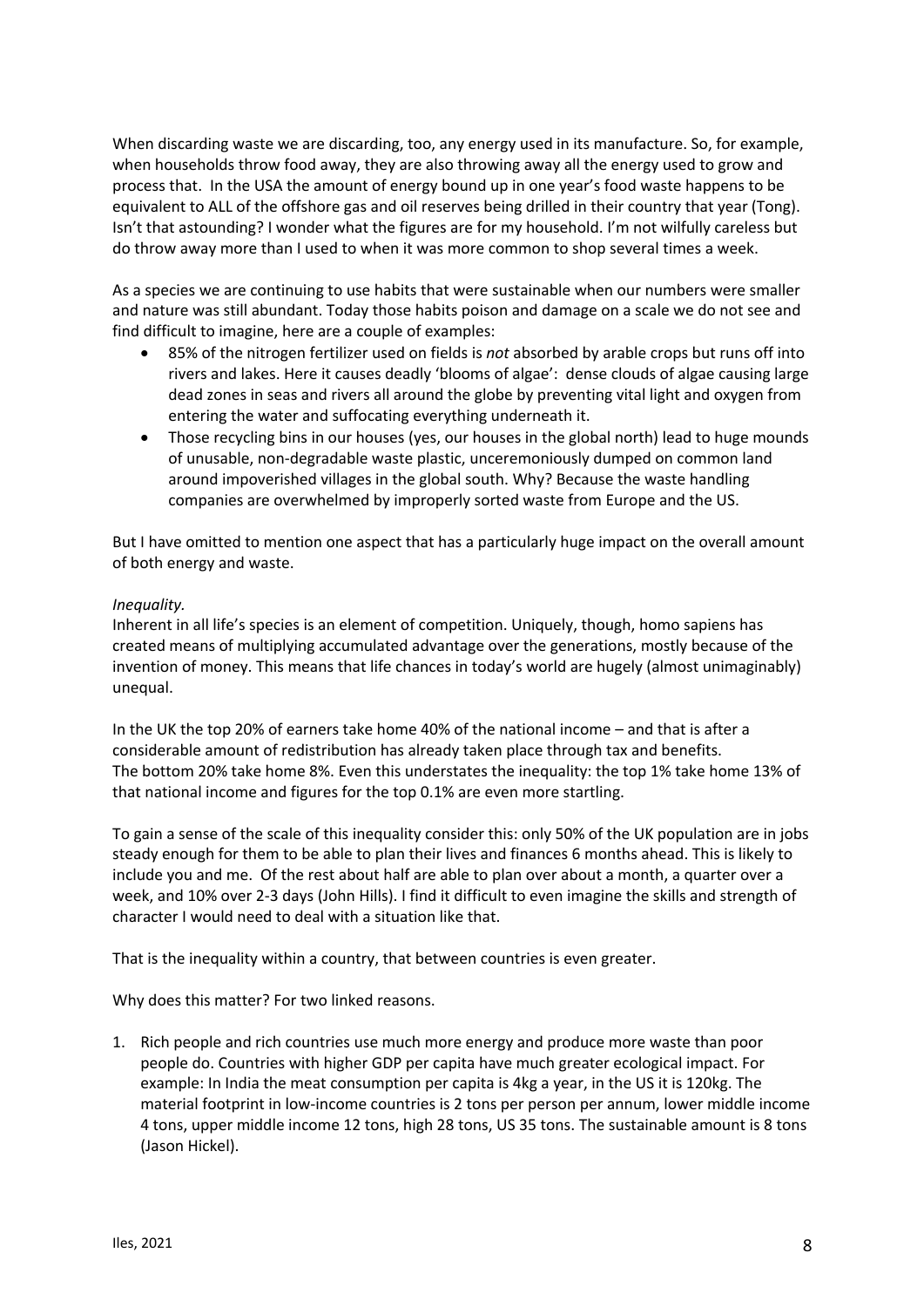When discarding waste we are discarding, too, any energy used in its manufacture. So, for example, when households throw food away, they are also throwing away all the energy used to grow and process that. In the USA the amount of energy bound up in one year's food waste happens to be equivalent to ALL of the offshore gas and oil reserves being drilled in their country that year (Tong). Isn't that astounding? I wonder what the figures are for my household. I'm not wilfully careless but do throw away more than I used to when it was more common to shop several times a week.

As a species we are continuing to use habits that were sustainable when our numbers were smaller and nature was still abundant. Today those habits poison and damage on a scale we do not see and find difficult to imagine, here are a couple of examples:

- 85% of the nitrogen fertilizer used on fields is *not* absorbed by arable crops but runs off into rivers and lakes. Here it causes deadly 'blooms of algae': dense clouds of algae causing large dead zones in seas and rivers all around the globe by preventing vital light and oxygen from entering the water and suffocating everything underneath it.
- Those recycling bins in our houses (yes, our houses in the global north) lead to huge mounds of unusable, non-degradable waste plastic, unceremoniously dumped on common land around impoverished villages in the global south. Why? Because the waste handling companies are overwhelmed by improperly sorted waste from Europe and the US.

But I have omitted to mention one aspect that has a particularly huge impact on the overall amount of both energy and waste.

*Inequality.*

Inherent in all life's species is an element of competition. Uniquely, though, homo sapiens has created means of multiplying accumulated advantage over the generations, mostly because of the invention of money. This means that life chances in today's world are hugely (almost unimaginably) unequal.

In the UK the top 20% of earners take home 40% of the national income – and that is after a considerable amount of redistribution has already taken place through tax and benefits. The bottom 20% take home 8%. Even this understates the inequality: the top 1% take home 13% of that national income and figures for the top 0.1% are even more startling.

To gain a sense of the scale of this inequality consider this: only 50% of the UK population are in jobs steady enough for them to be able to plan their lives and finances 6 months ahead. This is likely to include you and me. Of the rest about half are able to plan over about a month, a quarter over a week, and 10% over 2-3 days (John Hills). I find it difficult to even imagine the skills and strength of character I would need to deal with a situation like that.

That is the inequality within a country, that between countries is even greater.

Why does this matter? For two linked reasons.

1. Rich people and rich countries use much more energy and produce more waste than poor people do. Countries with higher GDP per capita have much greater ecological impact. For example: In India the meat consumption per capita is 4kg a year, in the US it is 120kg. The material footprint in low-income countries is 2 tons per person per annum, lower middle income 4 tons, upper middle income 12 tons, high 28 tons, US 35 tons. The sustainable amount is 8 tons (Jason Hickel).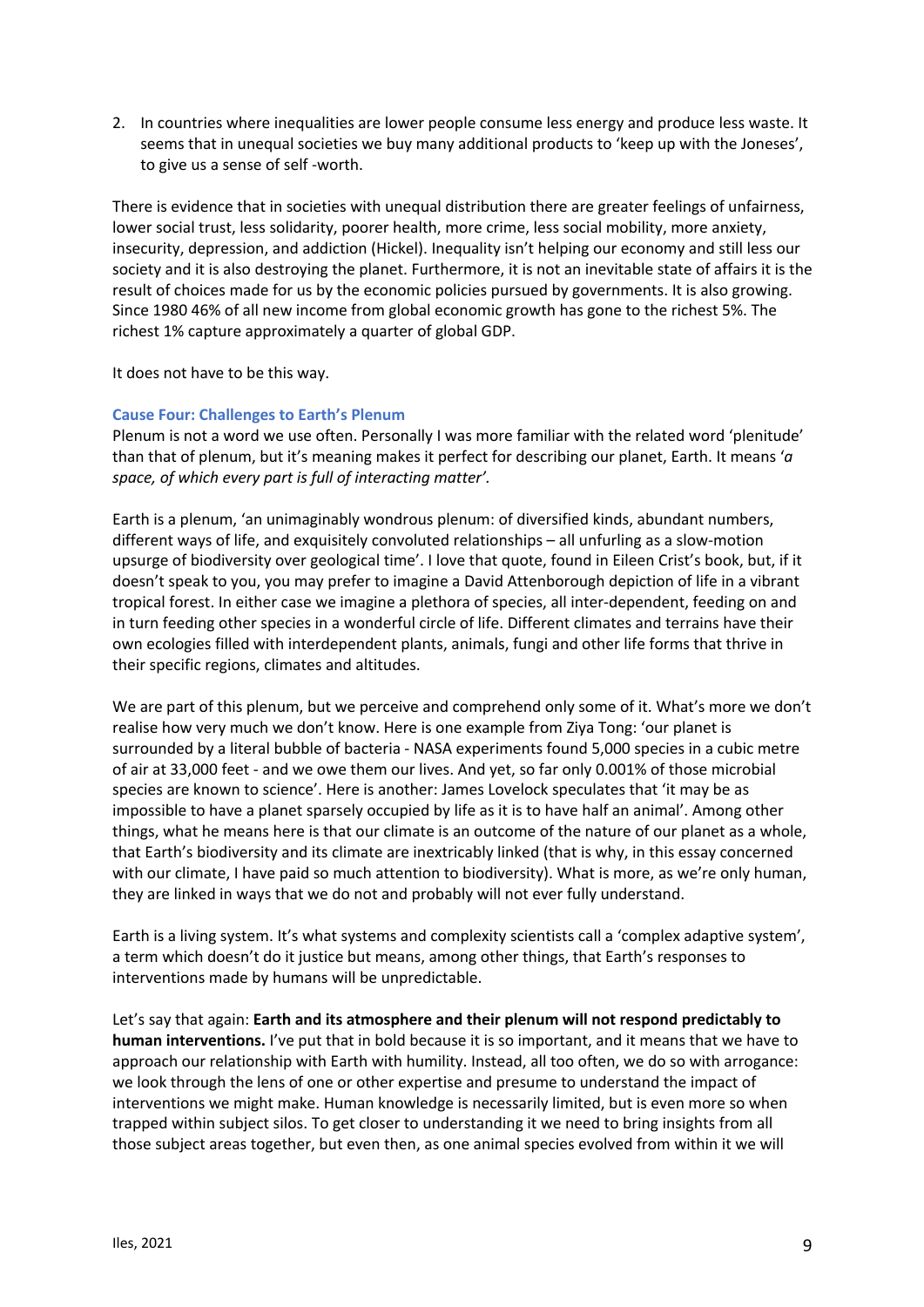2. In countries where inequalities are lower people consume less energy and produce less waste. It seems that in unequal societies we buy many additional products to 'keep up with the Joneses', to give us a sense of self -worth.

There is evidence that in societies with unequal distribution there are greater feelings of unfairness, lower social trust, less solidarity, poorer health, more crime, less social mobility, more anxiety, insecurity, depression, and addiction (Hickel). Inequality isn't helping our economy and still less our society and it is also destroying the planet. Furthermore, it is not an inevitable state of affairs it is the result of choices made for us by the economic policies pursued by governments. It is also growing. Since 1980 46% of all new income from global economic growth has gone to the richest 5%. The richest 1% capture approximately a quarter of global GDP.

It does not have to be this way.

### Cause Four: Challenges to Earth's Plenum

Plenum is not a word we use often. Personally I was more familiar with the related word 'plenitude' than that of plenum, but it's meaning makes it perfect for describing our planet, Earth. It means '*a space, of which every part is full of interacting matter'.*

Earth is a plenum, 'an unimaginably wondrous plenum: of diversified kinds, abundant numbers, different ways of life, and exquisitely convoluted relationships – all unfurling as a slow-motion upsurge of biodiversity over geological time'. I love that quote, found in Eileen Crist's book, but, if it doesn't speak to you, you may prefer to imagine a David Attenborough depiction of life in a vibrant tropical forest. In either case we imagine a plethora of species, all inter-dependent, feeding on and in turn feeding other species in a wonderful circle of life. Different climates and terrains have their own ecologies filled with interdependent plants, animals, fungi and other life forms that thrive in their specific regions, climates and altitudes.

We are part of this plenum, but we perceive and comprehend only some of it. What's more we don't realise how very much we don't know. Here is one example from Ziya Tong: 'our planet is surrounded by a literal bubble of bacteria - NASA experiments found 5,000 species in a cubic metre of air at 33,000 feet - and we owe them our lives. And yet, so far only 0.001% of those microbial species are known to science'. Here is another: James Lovelock speculates that 'it may be as impossible to have a planet sparsely occupied by life as it is to have half an animal'. Among other things, what he means here is that our climate is an outcome of the nature of our planet as a whole, that Earth's biodiversity and its climate are inextricably linked (that is why, in this essay concerned with our climate, I have paid so much attention to biodiversity). What is more, as we're only human, they are linked in ways that we do not and probably will not ever fully understand.

Earth is a living system. It's what systems and complexity scientists call a 'complex adaptive system', a term which doesn't do it justice but means, among other things, that Earth's responses to interventions made by humans will be unpredictable.

Let's say that again: **Earth and its atmosphere and their plenum will not respond predictably to human interventions.** I've put that in bold because it is so important, and it means that we have to approach our relationship with Earth with humility. Instead, all too often, we do so with arrogance: we look through the lens of one or other expertise and presume to understand the impact of interventions we might make. Human knowledge is necessarily limited, but is even more so when trapped within subject silos. To get closer to understanding it we need to bring insights from all those subject areas together, but even then, as one animal species evolved from within it we will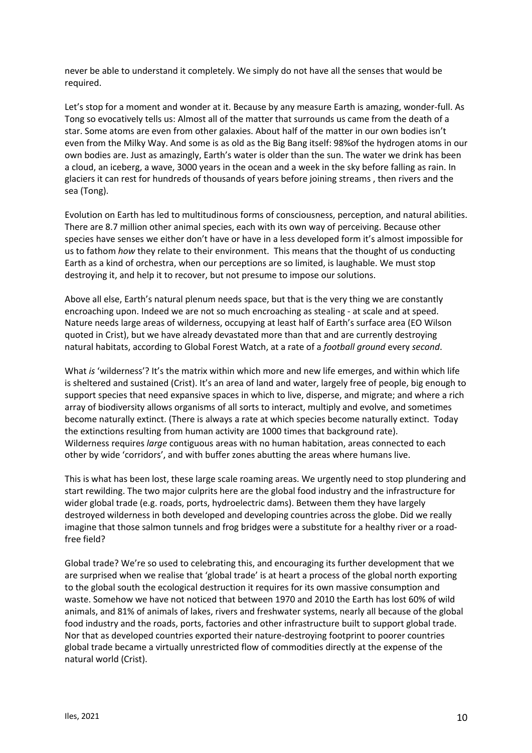never be able to understand it completely. We simply do not have all the senses that would be required.

Let's stop for a moment and wonder at it. Because by any measure Earth is amazing, wonder-full. As Tong so evocatively tells us: Almost all of the matter that surrounds us came from the death of a star. Some atoms are even from other galaxies. About half of the matter in our own bodies isn't even from the Milky Way. And some is as old as the Big Bang itself: 98%of the hydrogen atoms in our own bodies are. Just as amazingly, Earth's water is older than the sun. The water we drink has been a cloud, an iceberg, a wave, 3000 years in the ocean and a week in the sky before falling as rain. In glaciers it can rest for hundreds of thousands of years before joining streams , then rivers and the sea (Tong).

Evolution on Earth has led to multitudinous forms of consciousness, perception, and natural abilities. There are 8.7 million other animal species, each with its own way of perceiving. Because other species have senses we either don't have or have in a less developed form it's almost impossible for us to fathom *how* they relate to their environment. This means that the thought of us conducting Earth as a kind of orchestra, when our perceptions are so limited, is laughable. We must stop destroying it, and help it to recover, but not presume to impose our solutions.

Above all else, Earth's natural plenum needs space, but that is the very thing we are constantly encroaching upon. Indeed we are not so much encroaching as stealing - at scale and at speed. Nature needs large areas of wilderness, occupying at least half of Earth's surface area (EO Wilson quoted in Crist), but we have already devastated more than that and are currently destroying natural habitats, according to Global Forest Watch, at a rate of a *football ground* every *second*.

What *is* 'wilderness'? It's the matrix within which more and new life emerges, and within which life is sheltered and sustained (Crist). It's an area of land and water, largely free of people, big enough to support species that need expansive spaces in which to live, disperse, and migrate; and where a rich array of biodiversity allows organisms of all sorts to interact, multiply and evolve, and sometimes become naturally extinct. (There is always a rate at which species become naturally extinct. Today the extinctions resulting from human activity are 1000 times that background rate). Wilderness requires *large* contiguous areas with no human habitation, areas connected to each other by wide 'corridors', and with buffer zones abutting the areas where humans live.

This is what has been lost, these large scale roaming areas. We urgently need to stop plundering and start rewilding. The two major culprits here are the global food industry and the infrastructure for wider global trade (e.g. roads, ports, hydroelectric dams). Between them they have largely destroyed wilderness in both developed and developing countries across the globe. Did we really imagine that those salmon tunnels and frog bridges were a substitute for a healthy river or a road-free field?

Global trade? We're so used to celebrating this, and encouraging its further development that we are surprised when we realise that 'global trade' is at heart a process of the global north exporting to the global south the ecological destruction it requires for its own massive consumption and waste. Somehow we have not noticed that between 1970 and 2010 the Earth has lost 60% of wild animals, and 81% of animals of lakes, rivers and freshwater systems, nearly all because of the global food industry and the roads, ports, factories and other infrastructure built to support global trade. Nor that as developed countries exported their nature-destroying footprint to poorer countries global trade became a virtually unrestricted flow of commodities directly at the expense of the natural world (Crist).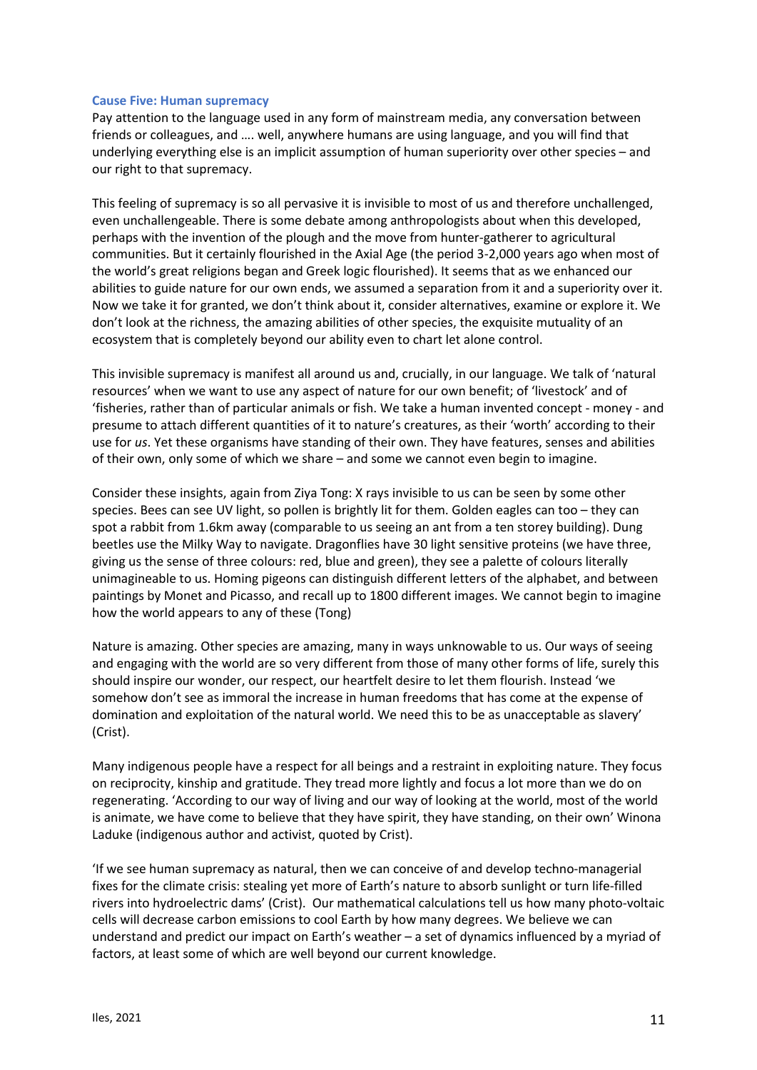### Cause Five: Human supremacy

Pay attention to the language used in any form of mainstream media, any conversation between friends or colleagues, and …. well, anywhere humans are using language, and you will find that underlying everything else is an implicit assumption of human superiority over other species – and our right to that supremacy.

This feeling of supremacy is so all pervasive it is invisible to most of us and therefore unchallenged, even unchallengeable. There is some debate among anthropologists about when this developed, perhaps with the invention of the plough and the move from hunter-gatherer to agricultural communities. But it certainly flourished in the Axial Age (the period 3-2,000 years ago when most of the world's great religions began and Greek logic flourished). It seems that as we enhanced our abilities to guide nature for our own ends, we assumed a separation from it and a superiority over it. Now we take it for granted, we don't think about it, consider alternatives, examine or explore it. We don't look at the richness, the amazing abilities of other species, the exquisite mutuality of an ecosystem that is completely beyond our ability even to chart let alone control.

This invisible supremacy is manifest all around us and, crucially, in our language. We talk of 'natural resources' when we want to use any aspect of nature for our own benefit; of 'livestock' and of 'fisheries, rather than of particular animals or fish. We take a human invented concept - money - and presume to attach different quantities of it to nature's creatures, as their 'worth' according to their use for *us*. Yet these organisms have standing of their own. They have features, senses and abilities of their own, only some of which we share – and some we cannot even begin to imagine.

Consider these insights, again from Ziya Tong: X rays invisible to us can be seen by some other species. Bees can see UV light, so pollen is brightly lit for them. Golden eagles can too – they can spot a rabbit from 1.6km away (comparable to us seeing an ant from a ten storey building). Dung beetles use the Milky Way to navigate. Dragonflies have 30 light sensitive proteins (we have three, giving us the sense of three colours: red, blue and green), they see a palette of colours literally unimagineable to us. Homing pigeons can distinguish different letters of the alphabet, and between paintings by Monet and Picasso, and recall up to 1800 different images. We cannot begin to imagine how the world appears to any of these (Tong)

Nature is amazing. Other species are amazing, many in ways unknowable to us. Our ways of seeing and engaging with the world are so very different from those of many other forms of life, surely this should inspire our wonder, our respect, our heartfelt desire to let them flourish. Instead 'we somehow don't see as immoral the increase in human freedoms that has come at the expense of domination and exploitation of the natural world. We need this to be as unacceptable as slavery' (Crist).

Many indigenous people have a respect for all beings and a restraint in exploiting nature. They focus on reciprocity, kinship and gratitude. They tread more lightly and focus a lot more than we do on regenerating. 'According to our way of living and our way of looking at the world, most of the world is animate, we have come to believe that they have spirit, they have standing, on their own' Winona Laduke (indigenous author and activist, quoted by Crist).

'If we see human supremacy as natural, then we can conceive of and develop techno-managerial fixes for the climate crisis: stealing yet more of Earth's nature to absorb sunlight or turn life-filled rivers into hydroelectric dams' (Crist). Our mathematical calculations tell us how many photo-voltaic cells will decrease carbon emissions to cool Earth by how many degrees. We believe we can understand and predict our impact on Earth's weather – a set of dynamics influenced by a myriad of factors, at least some of which are well beyond our current knowledge.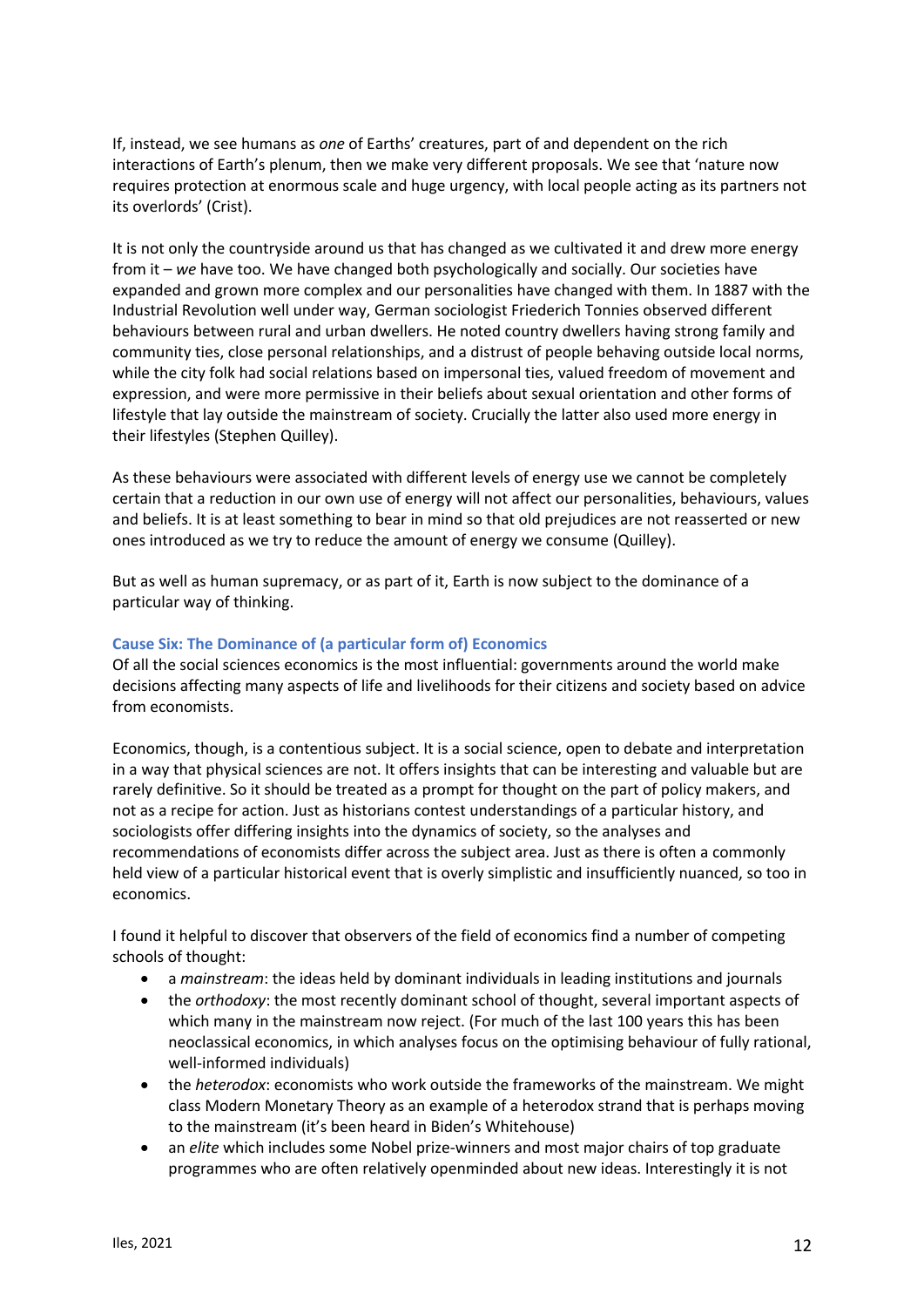If, instead, we see humans as *one* of Earths' creatures, part of and dependent on the rich interactions of Earth's plenum, then we make very different proposals. We see that 'nature now requires protection at enormous scale and huge urgency, with local people acting as its partners not its overlords' (Crist).

It is not only the countryside around us that has changed as we cultivated it and drew more energy from it – *we* have too. We have changed both psychologically and socially. Our societies have expanded and grown more complex and our personalities have changed with them. In 1887 with the Industrial Revolution well under way, German sociologist Friederich Tonnies observed different behaviours between rural and urban dwellers. He noted country dwellers having strong family and community ties, close personal relationships, and a distrust of people behaving outside local norms, while the city folk had social relations based on impersonal ties, valued freedom of movement and expression, and were more permissive in their beliefs about sexual orientation and other forms of lifestyle that lay outside the mainstream of society. Crucially the latter also used more energy in their lifestyles (Stephen Quilley).

As these behaviours were associated with different levels of energy use we cannot be completely certain that a reduction in our own use of energy will not affect our personalities, behaviours, values and beliefs. It is at least something to bear in mind so that old prejudices are not reasserted or new ones introduced as we try to reduce the amount of energy we consume (Quilley).

But as well as human supremacy, or as part of it, Earth is now subject to the dominance of a particular way of thinking.

### Cause Six: The Dominance of (a particular form of) Economics

Of all the social sciences economics is the most influential: governments around the world make decisions affecting many aspects of life and livelihoods for their citizens and society based on advice from economists.

Economics, though, is a contentious subject. It is a social science, open to debate and interpretation in a way that physical sciences are not. It offers insights that can be interesting and valuable but are rarely definitive. So it should be treated as a prompt for thought on the part of policy makers, and not as a recipe for action. Just as historians contest understandings of a particular history, and sociologists offer differing insights into the dynamics of society, so the analyses and recommendations of economists differ across the subject area. Just as there is often a commonly held view of a particular historical event that is overly simplistic and insufficiently nuanced, so too in economics.

I found it helpful to discover that observers of the field of economics find a number of competing schools of thought:

- a *mainstream*: the ideas held by dominant individuals in leading institutions and journals
- the *orthodoxy*: the most recently dominant school of thought, several important aspects of which many in the mainstream now reject. (For much of the last 100 years this has been neoclassical economics, in which analyses focus on the optimising behaviour of fully rational, well-informed individuals)
- the *heterodox*: economists who work outside the frameworks of the mainstream. We might class Modern Monetary Theory as an example of a heterodox strand that is perhaps moving to the mainstream (it's been heard in Biden's Whitehouse)
- an *elite* which includes some Nobel prize-winners and most major chairs of top graduate programmes who are often relatively openminded about new ideas. Interestingly it is not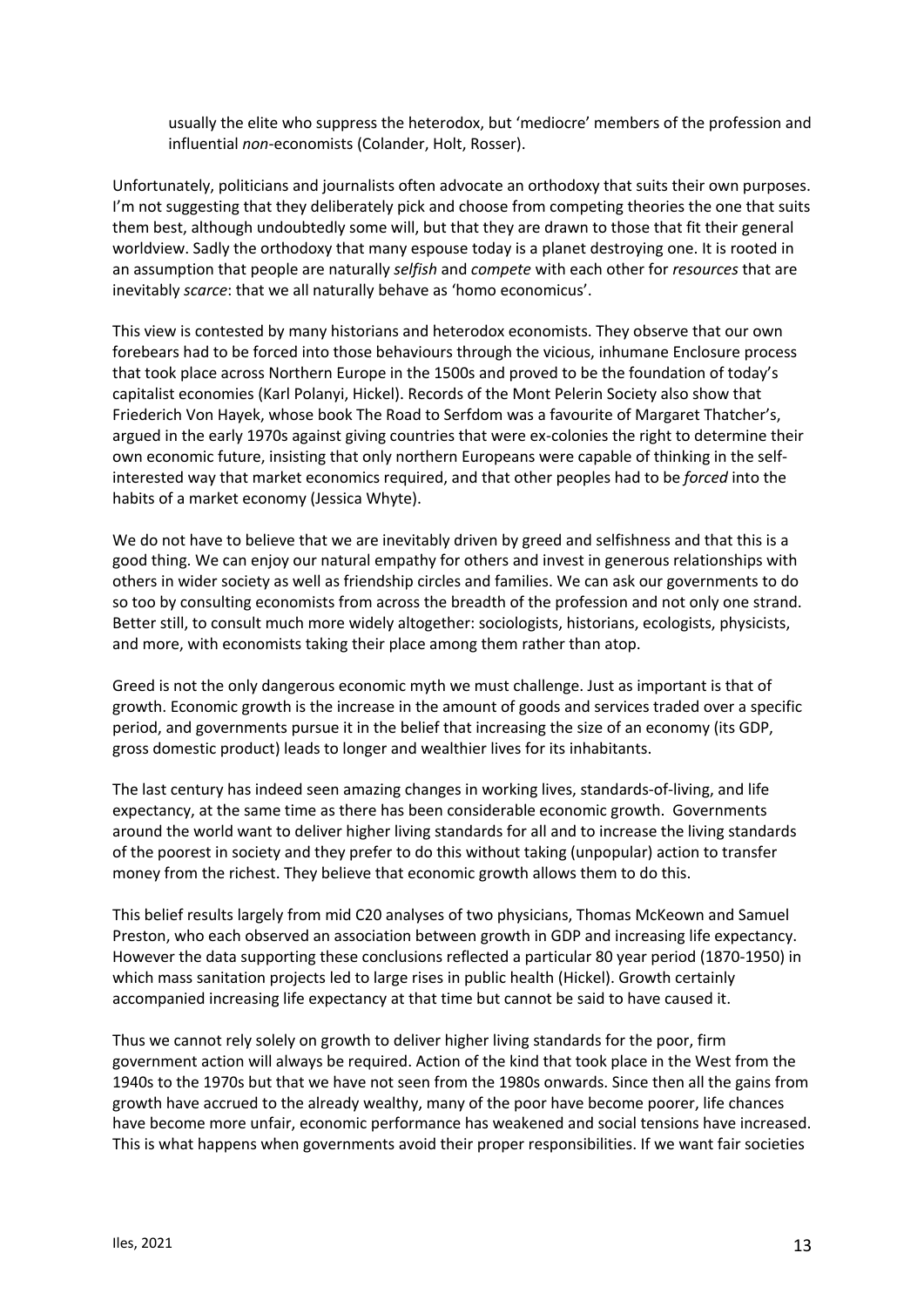usually the elite who suppress the heterodox, but 'mediocre' members of the profession and influential *non*-economists (Colander, Holt, Rosser).

Unfortunately, politicians and journalists often advocate an orthodoxy that suits their own purposes. I'm not suggesting that they deliberately pick and choose from competing theories the one that suits them best, although undoubtedly some will, but that they are drawn to those that fit their general worldview. Sadly the orthodoxy that many espouse today is a planet destroying one. It is rooted in an assumption that people are naturally *selfish* and *compete* with each other for *resources* that are inevitably *scarce*: that we all naturally behave as 'homo economicus'.

This view is contested by many historians and heterodox economists. They observe that our own forebears had to be forced into those behaviours through the vicious, inhumane Enclosure process that took place across Northern Europe in the 1500s and proved to be the foundation of today's capitalist economies (Karl Polanyi, Hickel). Records of the Mont Pelerin Society also show that Friederich Von Hayek, whose book The Road to Serfdom was a favourite of Margaret Thatcher's, argued in the early 1970s against giving countries that were ex-colonies the right to determine their own economic future, insisting that only northern Europeans were capable of thinking in the self-interested way that market economics required, and that other peoples had to be *forced* into the habits of a market economy (Jessica Whyte).

We do not have to believe that we are inevitably driven by greed and selfishness and that this is a good thing. We can enjoy our natural empathy for others and invest in generous relationships with others in wider society as well as friendship circles and families. We can ask our governments to do so too by consulting economists from across the breadth of the profession and not only one strand. Better still, to consult much more widely altogether: sociologists, historians, ecologists, physicists, and more, with economists taking their place among them rather than atop.

Greed is not the only dangerous economic myth we must challenge. Just as important is that of growth. Economic growth is the increase in the amount of goods and services traded over a specific period, and governments pursue it in the belief that increasing the size of an economy (its GDP, gross domestic product) leads to longer and wealthier lives for its inhabitants.

The last century has indeed seen amazing changes in working lives, standards-of-living, and life expectancy, at the same time as there has been considerable economic growth. Governments around the world want to deliver higher living standards for all and to increase the living standards of the poorest in society and they prefer to do this without taking (unpopular) action to transfer money from the richest. They believe that economic growth allows them to do this.

This belief results largely from mid C20 analyses of two physicians, Thomas McKeown and Samuel Preston, who each observed an association between growth in GDP and increasing life expectancy. However the data supporting these conclusions reflected a particular 80 year period (1870-1950) in which mass sanitation projects led to large rises in public health (Hickel). Growth certainly accompanied increasing life expectancy at that time but cannot be said to have caused it.

Thus we cannot rely solely on growth to deliver higher living standards for the poor, firm government action will always be required. Action of the kind that took place in the West from the 1940s to the 1970s but that we have not seen from the 1980s onwards. Since then all the gains from growth have accrued to the already wealthy, many of the poor have become poorer, life chances have become more unfair, economic performance has weakened and social tensions have increased. This is what happens when governments avoid their proper responsibilities. If we want fair societies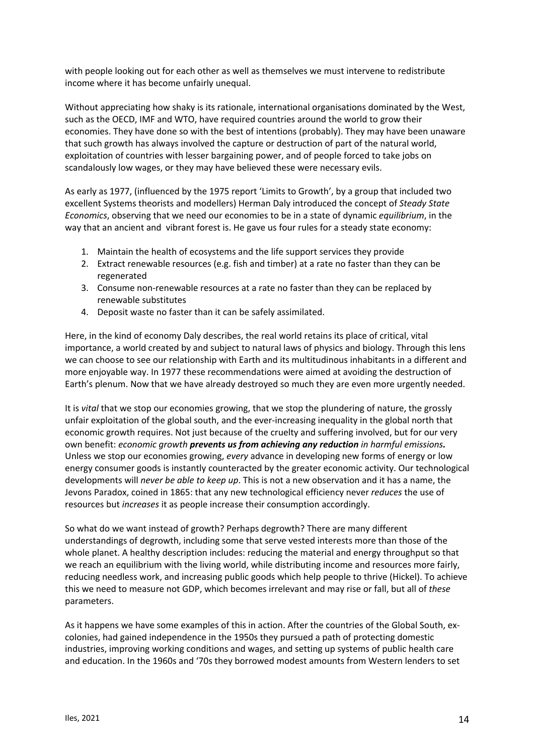with people looking out for each other as well as themselves we must intervene to redistribute income where it has become unfairly unequal.

Without appreciating how shaky is its rationale, international organisations dominated by the West, such as the OECD, IMF and WTO, have required countries around the world to grow their economies. They have done so with the best of intentions (probably). They may have been unaware that such growth has always involved the capture or destruction of part of the natural world, exploitation of countries with lesser bargaining power, and of people forced to take jobs on scandalously low wages, or they may have believed these were necessary evils.

As early as 1977, (influenced by the 1975 report 'Limits to Growth', by a group that included two excellent Systems theorists and modellers) Herman Daly introduced the concept of *Steady State Economics*, observing that we need our economies to be in a state of dynamic *equilibrium*, in the way that an ancient and vibrant forest is. He gave us four rules for a steady state economy:

1. Maintain the health of ecosystems and the life support services they provide
2. Extract renewable resources (e.g. fish and timber) at a rate no faster than they can be regenerated
3. Consume non-renewable resources at a rate no faster than they can be replaced by renewable substitutes
4. Deposit waste no faster than it can be safely assimilated.

Here, in the kind of economy Daly describes, the real world retains its place of critical, vital importance, a world created by and subject to natural laws of physics and biology. Through this lens we can choose to see our relationship with Earth and its multitudinous inhabitants in a different and more enjoyable way. In 1977 these recommendations were aimed at avoiding the destruction of Earth's plenum. Now that we have already destroyed so much they are even more urgently needed.

It is *vital* that we stop our economies growing, that we stop the plundering of nature, the grossly unfair exploitation of the global south, and the ever-increasing inequality in the global north that economic growth requires. Not just because of the cruelty and suffering involved, but for our very own benefit: *economic growth* ***prevents us from achieving any reduction*** *in harmful emissions.* Unless we stop our economies growing, *every* advance in developing new forms of energy or low energy consumer goods is instantly counteracted by the greater economic activity. Our technological developments will *never be able to keep up*. This is not a new observation and it has a name, the Jevons Paradox, coined in 1865: that any new technological efficiency never *reduces* the use of resources but *increases* it as people increase their consumption accordingly.

So what do we want instead of growth? Perhaps degrowth? There are many different understandings of degrowth, including some that serve vested interests more than those of the whole planet. A healthy description includes: reducing the material and energy throughput so that we reach an equilibrium with the living world, while distributing income and resources more fairly, reducing needless work, and increasing public goods which help people to thrive (Hickel). To achieve this we need to measure not GDP, which becomes irrelevant and may rise or fall, but all of *these* parameters.

As it happens we have some examples of this in action. After the countries of the Global South, ex-colonies, had gained independence in the 1950s they pursued a path of protecting domestic industries, improving working conditions and wages, and setting up systems of public health care and education. In the 1960s and '70s they borrowed modest amounts from Western lenders to set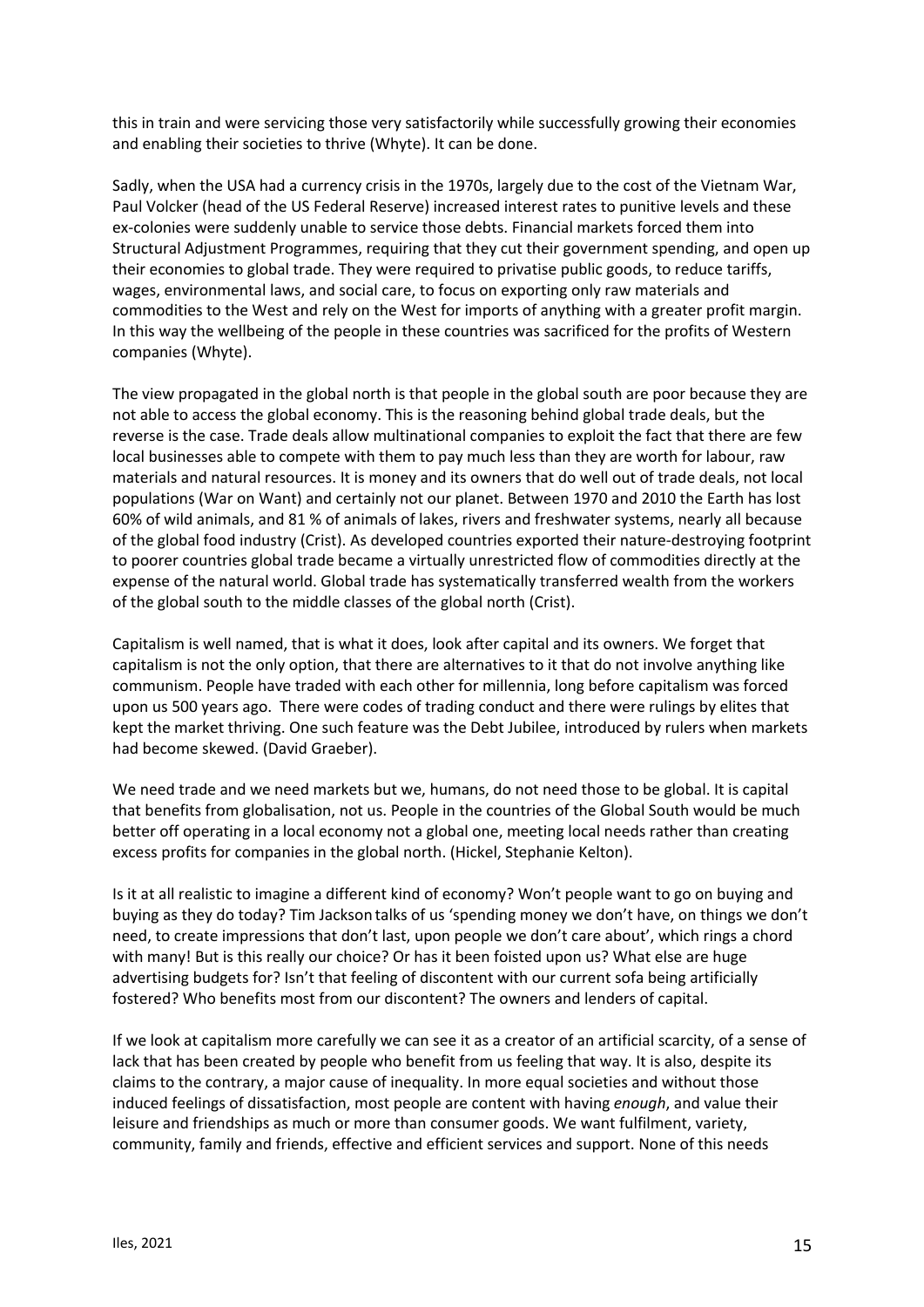this in train and were servicing those very satisfactorily while successfully growing their economies and enabling their societies to thrive (Whyte). It can be done.

Sadly, when the USA had a currency crisis in the 1970s, largely due to the cost of the Vietnam War, Paul Volcker (head of the US Federal Reserve) increased interest rates to punitive levels and these ex-colonies were suddenly unable to service those debts. Financial markets forced them into Structural Adjustment Programmes, requiring that they cut their government spending, and open up their economies to global trade. They were required to privatise public goods, to reduce tariffs, wages, environmental laws, and social care, to focus on exporting only raw materials and commodities to the West and rely on the West for imports of anything with a greater profit margin. In this way the wellbeing of the people in these countries was sacrificed for the profits of Western companies (Whyte).

The view propagated in the global north is that people in the global south are poor because they are not able to access the global economy. This is the reasoning behind global trade deals, but the reverse is the case. Trade deals allow multinational companies to exploit the fact that there are few local businesses able to compete with them to pay much less than they are worth for labour, raw materials and natural resources. It is money and its owners that do well out of trade deals, not local populations (War on Want) and certainly not our planet. Between 1970 and 2010 the Earth has lost 60% of wild animals, and 81 % of animals of lakes, rivers and freshwater systems, nearly all because of the global food industry (Crist). As developed countries exported their nature-destroying footprint to poorer countries global trade became a virtually unrestricted flow of commodities directly at the expense of the natural world. Global trade has systematically transferred wealth from the workers of the global south to the middle classes of the global north (Crist).

Capitalism is well named, that is what it does, look after capital and its owners. We forget that capitalism is not the only option, that there are alternatives to it that do not involve anything like communism. People have traded with each other for millennia, long before capitalism was forced upon us 500 years ago. There were codes of trading conduct and there were rulings by elites that kept the market thriving. One such feature was the Debt Jubilee, introduced by rulers when markets had become skewed. (David Graeber).

We need trade and we need markets but we, humans, do not need those to be global. It is capital that benefits from globalisation, not us. People in the countries of the Global South would be much better off operating in a local economy not a global one, meeting local needs rather than creating excess profits for companies in the global north. (Hickel, Stephanie Kelton).

Is it at all realistic to imagine a different kind of economy? Won't people want to go on buying and buying as they do today? Tim Jackson talks of us 'spending money we don't have, on things we don't need, to create impressions that don't last, upon people we don't care about', which rings a chord with many! But is this really our choice? Or has it been foisted upon us? What else are huge advertising budgets for? Isn't that feeling of discontent with our current sofa being artificially fostered? Who benefits most from our discontent? The owners and lenders of capital.

If we look at capitalism more carefully we can see it as a creator of an artificial scarcity, of a sense of lack that has been created by people who benefit from us feeling that way. It is also, despite its claims to the contrary, a major cause of inequality. In more equal societies and without those induced feelings of dissatisfaction, most people are content with having *enough*, and value their leisure and friendships as much or more than consumer goods. We want fulfilment, variety, community, family and friends, effective and efficient services and support. None of this needs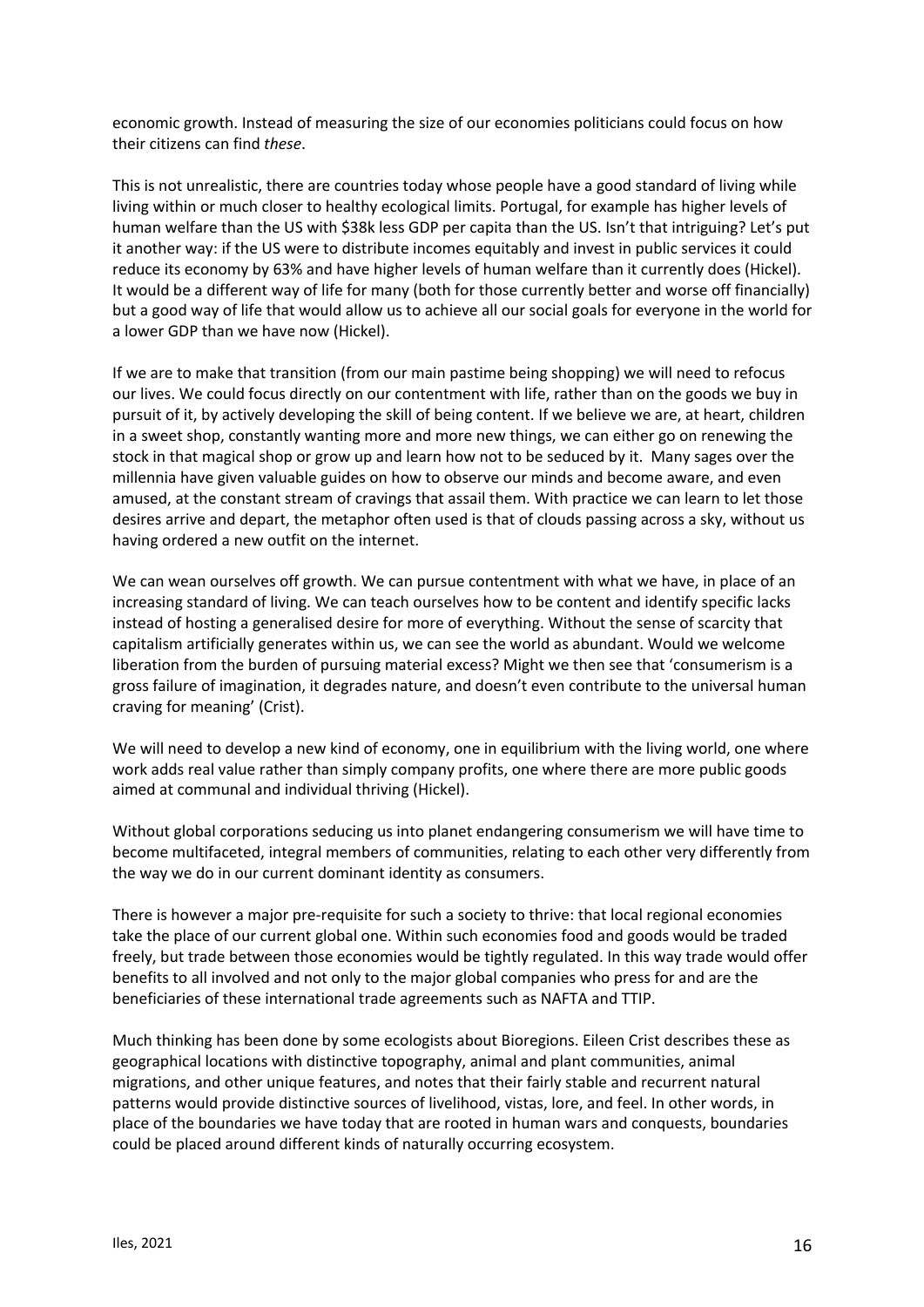economic growth. Instead of measuring the size of our economies politicians could focus on how their citizens can find *these*.

This is not unrealistic, there are countries today whose people have a good standard of living while living within or much closer to healthy ecological limits. Portugal, for example has higher levels of human welfare than the US with $38k less GDP per capita than the US. Isn't that intriguing? Let's put it another way: if the US were to distribute incomes equitably and invest in public services it could reduce its economy by 63% and have higher levels of human welfare than it currently does (Hickel). It would be a different way of life for many (both for those currently better and worse off financially) but a good way of life that would allow us to achieve all our social goals for everyone in the world for a lower GDP than we have now (Hickel).

If we are to make that transition (from our main pastime being shopping) we will need to refocus our lives. We could focus directly on our contentment with life, rather than on the goods we buy in pursuit of it, by actively developing the skill of being content. If we believe we are, at heart, children in a sweet shop, constantly wanting more and more new things, we can either go on renewing the stock in that magical shop or grow up and learn how not to be seduced by it. Many sages over the millennia have given valuable guides on how to observe our minds and become aware, and even amused, at the constant stream of cravings that assail them. With practice we can learn to let those desires arrive and depart, the metaphor often used is that of clouds passing across a sky, without us having ordered a new outfit on the internet.

We can wean ourselves off growth. We can pursue contentment with what we have, in place of an increasing standard of living. We can teach ourselves how to be content and identify specific lacks instead of hosting a generalised desire for more of everything. Without the sense of scarcity that capitalism artificially generates within us, we can see the world as abundant. Would we welcome liberation from the burden of pursuing material excess? Might we then see that 'consumerism is a gross failure of imagination, it degrades nature, and doesn't even contribute to the universal human craving for meaning' (Crist).

We will need to develop a new kind of economy, one in equilibrium with the living world, one where work adds real value rather than simply company profits, one where there are more public goods aimed at communal and individual thriving (Hickel).

Without global corporations seducing us into planet endangering consumerism we will have time to become multifaceted, integral members of communities, relating to each other very differently from the way we do in our current dominant identity as consumers.

There is however a major pre-requisite for such a society to thrive: that local regional economies take the place of our current global one. Within such economies food and goods would be traded freely, but trade between those economies would be tightly regulated. In this way trade would offer benefits to all involved and not only to the major global companies who press for and are the beneficiaries of these international trade agreements such as NAFTA and TTIP.

Much thinking has been done by some ecologists about Bioregions. Eileen Crist describes these as geographical locations with distinctive topography, animal and plant communities, animal migrations, and other unique features, and notes that their fairly stable and recurrent natural patterns would provide distinctive sources of livelihood, vistas, lore, and feel. In other words, in place of the boundaries we have today that are rooted in human wars and conquests, boundaries could be placed around different kinds of naturally occurring ecosystem.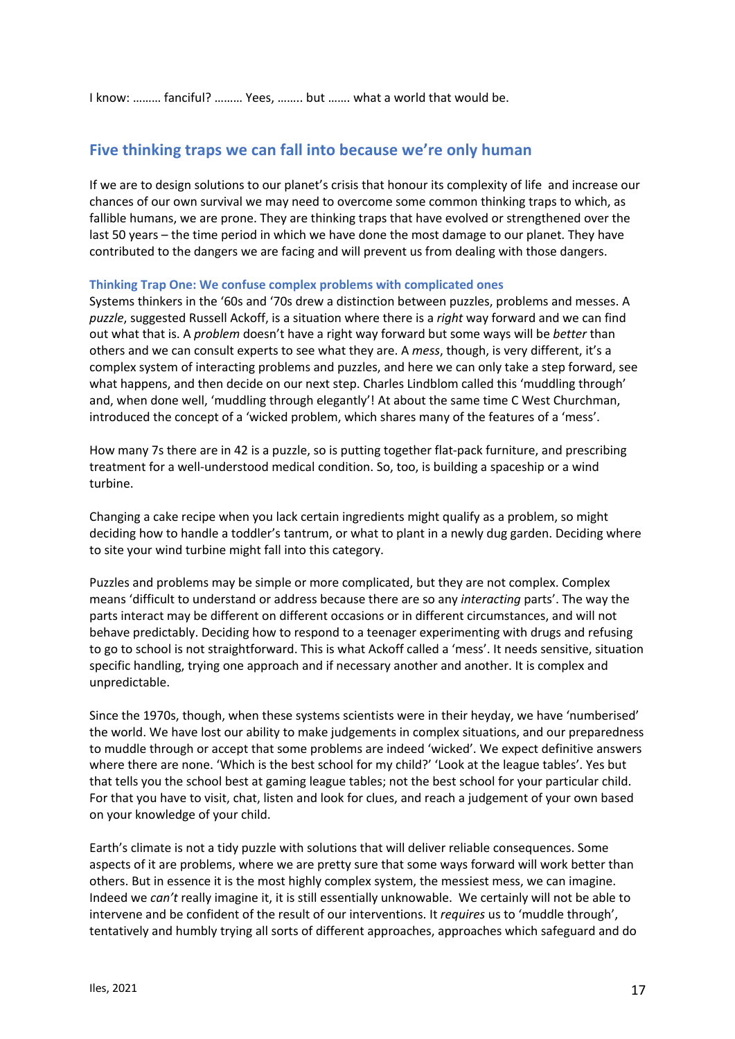I know: ……… fanciful? ……… Yees, …….. but ……. what a world that would be.

## Five thinking traps we can fall into because we're only human

If we are to design solutions to our planet's crisis that honour its complexity of life and increase our chances of our own survival we may need to overcome some common thinking traps to which, as fallible humans, we are prone. They are thinking traps that have evolved or strengthened over the last 50 years – the time period in which we have done the most damage to our planet. They have contributed to the dangers we are facing and will prevent us from dealing with those dangers.

### Thinking Trap One: We confuse complex problems with complicated ones

Systems thinkers in the '60s and '70s drew a distinction between puzzles, problems and messes. A *puzzle*, suggested Russell Ackoff, is a situation where there is a *right* way forward and we can find out what that is. A *problem* doesn't have a right way forward but some ways will be *better* than others and we can consult experts to see what they are. A *mess*, though, is very different, it's a complex system of interacting problems and puzzles, and here we can only take a step forward, see what happens, and then decide on our next step. Charles Lindblom called this 'muddling through' and, when done well, 'muddling through elegantly'! At about the same time C West Churchman, introduced the concept of a 'wicked problem, which shares many of the features of a 'mess'.

How many 7s there are in 42 is a puzzle, so is putting together flat-pack furniture, and prescribing treatment for a well-understood medical condition. So, too, is building a spaceship or a wind turbine.

Changing a cake recipe when you lack certain ingredients might qualify as a problem, so might deciding how to handle a toddler's tantrum, or what to plant in a newly dug garden. Deciding where to site your wind turbine might fall into this category.

Puzzles and problems may be simple or more complicated, but they are not complex. Complex means 'difficult to understand or address because there are so any *interacting* parts'. The way the parts interact may be different on different occasions or in different circumstances, and will not behave predictably. Deciding how to respond to a teenager experimenting with drugs and refusing to go to school is not straightforward. This is what Ackoff called a 'mess'. It needs sensitive, situation specific handling, trying one approach and if necessary another and another. It is complex and unpredictable.

Since the 1970s, though, when these systems scientists were in their heyday, we have 'numberised' the world. We have lost our ability to make judgements in complex situations, and our preparedness to muddle through or accept that some problems are indeed 'wicked'. We expect definitive answers where there are none. 'Which is the best school for my child?' 'Look at the league tables'. Yes but that tells you the school best at gaming league tables; not the best school for your particular child. For that you have to visit, chat, listen and look for clues, and reach a judgement of your own based on your knowledge of your child.

Earth's climate is not a tidy puzzle with solutions that will deliver reliable consequences. Some aspects of it are problems, where we are pretty sure that some ways forward will work better than others. But in essence it is the most highly complex system, the messiest mess, we can imagine. Indeed we *can't* really imagine it, it is still essentially unknowable. We certainly will not be able to intervene and be confident of the result of our interventions. It *requires* us to 'muddle through', tentatively and humbly trying all sorts of different approaches, approaches which safeguard and do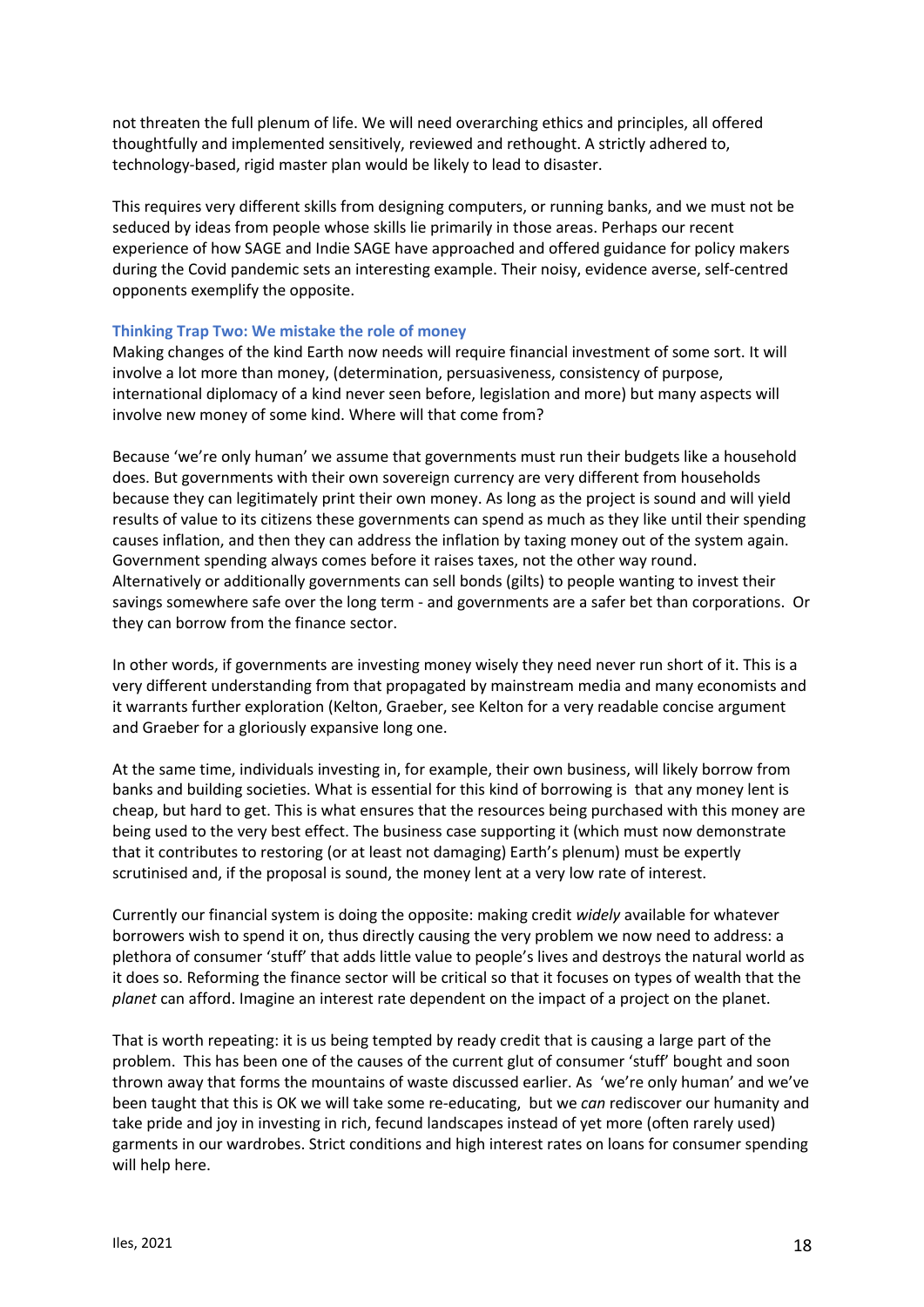not threaten the full plenum of life. We will need overarching ethics and principles, all offered thoughtfully and implemented sensitively, reviewed and rethought. A strictly adhered to, technology-based, rigid master plan would be likely to lead to disaster.

This requires very different skills from designing computers, or running banks, and we must not be seduced by ideas from people whose skills lie primarily in those areas. Perhaps our recent experience of how SAGE and Indie SAGE have approached and offered guidance for policy makers during the Covid pandemic sets an interesting example. Their noisy, evidence averse, self-centred opponents exemplify the opposite.

#### Thinking Trap Two: We mistake the role of money

Making changes of the kind Earth now needs will require financial investment of some sort. It will involve a lot more than money, (determination, persuasiveness, consistency of purpose, international diplomacy of a kind never seen before, legislation and more) but many aspects will involve new money of some kind. Where will that come from?

Because 'we're only human' we assume that governments must run their budgets like a household does. But governments with their own sovereign currency are very different from households because they can legitimately print their own money. As long as the project is sound and will yield results of value to its citizens these governments can spend as much as they like until their spending causes inflation, and then they can address the inflation by taxing money out of the system again. Government spending always comes before it raises taxes, not the other way round. Alternatively or additionally governments can sell bonds (gilts) to people wanting to invest their savings somewhere safe over the long term - and governments are a safer bet than corporations. Or they can borrow from the finance sector.

In other words, if governments are investing money wisely they need never run short of it. This is a very different understanding from that propagated by mainstream media and many economists and it warrants further exploration (Kelton, Graeber, see Kelton for a very readable concise argument and Graeber for a gloriously expansive long one.

At the same time, individuals investing in, for example, their own business, will likely borrow from banks and building societies. What is essential for this kind of borrowing is that any money lent is cheap, but hard to get. This is what ensures that the resources being purchased with this money are being used to the very best effect. The business case supporting it (which must now demonstrate that it contributes to restoring (or at least not damaging) Earth's plenum) must be expertly scrutinised and, if the proposal is sound, the money lent at a very low rate of interest.

Currently our financial system is doing the opposite: making credit *widely* available for whatever borrowers wish to spend it on, thus directly causing the very problem we now need to address: a plethora of consumer 'stuff' that adds little value to people's lives and destroys the natural world as it does so. Reforming the finance sector will be critical so that it focuses on types of wealth that the *planet* can afford. Imagine an interest rate dependent on the impact of a project on the planet.

That is worth repeating: it is us being tempted by ready credit that is causing a large part of the problem. This has been one of the causes of the current glut of consumer 'stuff' bought and soon thrown away that forms the mountains of waste discussed earlier. As 'we're only human' and we've been taught that this is OK we will take some re-educating, but we *can* rediscover our humanity and take pride and joy in investing in rich, fecund landscapes instead of yet more (often rarely used) garments in our wardrobes. Strict conditions and high interest rates on loans for consumer spending will help here.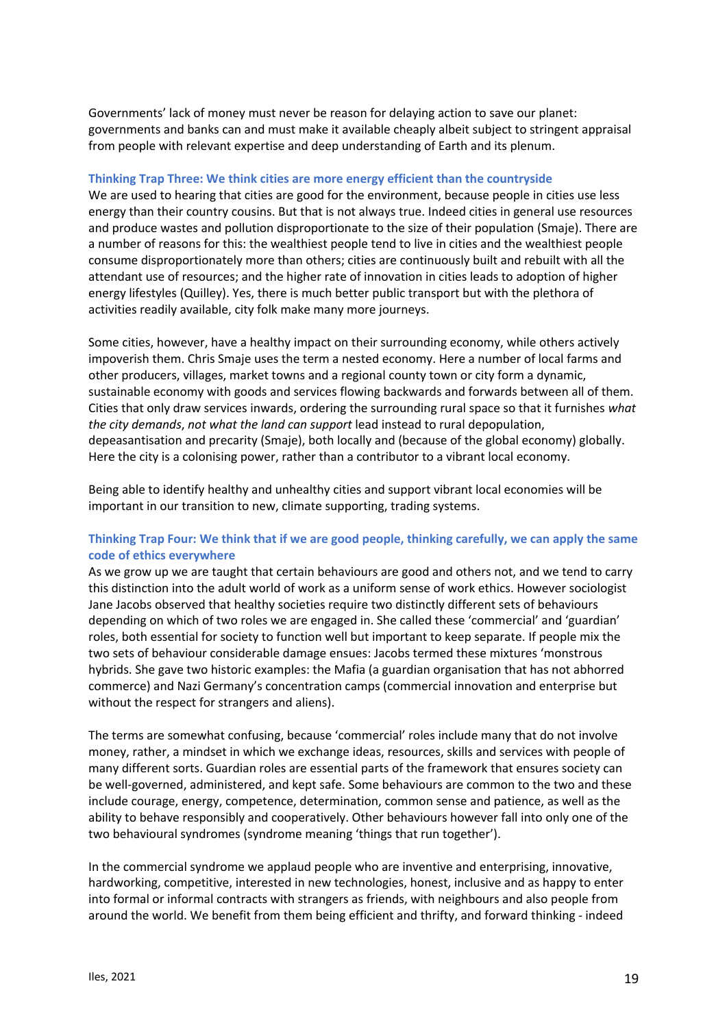Governments' lack of money must never be reason for delaying action to save our planet: governments and banks can and must make it available cheaply albeit subject to stringent appraisal from people with relevant expertise and deep understanding of Earth and its plenum.

### Thinking Trap Three: We think cities are more energy efficient than the countryside

We are used to hearing that cities are good for the environment, because people in cities use less energy than their country cousins. But that is not always true. Indeed cities in general use resources and produce wastes and pollution disproportionate to the size of their population (Smaje). There are a number of reasons for this: the wealthiest people tend to live in cities and the wealthiest people consume disproportionately more than others; cities are continuously built and rebuilt with all the attendant use of resources; and the higher rate of innovation in cities leads to adoption of higher energy lifestyles (Quilley). Yes, there is much better public transport but with the plethora of activities readily available, city folk make many more journeys.

Some cities, however, have a healthy impact on their surrounding economy, while others actively impoverish them. Chris Smaje uses the term a nested economy. Here a number of local farms and other producers, villages, market towns and a regional county town or city form a dynamic, sustainable economy with goods and services flowing backwards and forwards between all of them. Cities that only draw services inwards, ordering the surrounding rural space so that it furnishes *what the city demands*, *not what the land can support* lead instead to rural depopulation, depeasantisation and precarity (Smaje), both locally and (because of the global economy) globally. Here the city is a colonising power, rather than a contributor to a vibrant local economy.

Being able to identify healthy and unhealthy cities and support vibrant local economies will be important in our transition to new, climate supporting, trading systems.

### Thinking Trap Four: We think that if we are good people, thinking carefully, we can apply the same code of ethics everywhere

As we grow up we are taught that certain behaviours are good and others not, and we tend to carry this distinction into the adult world of work as a uniform sense of work ethics. However sociologist Jane Jacobs observed that healthy societies require two distinctly different sets of behaviours depending on which of two roles we are engaged in. She called these 'commercial' and 'guardian' roles, both essential for society to function well but important to keep separate. If people mix the two sets of behaviour considerable damage ensues: Jacobs termed these mixtures 'monstrous hybrids. She gave two historic examples: the Mafia (a guardian organisation that has not abhorred commerce) and Nazi Germany's concentration camps (commercial innovation and enterprise but without the respect for strangers and aliens).

The terms are somewhat confusing, because 'commercial' roles include many that do not involve money, rather, a mindset in which we exchange ideas, resources, skills and services with people of many different sorts. Guardian roles are essential parts of the framework that ensures society can be well-governed, administered, and kept safe. Some behaviours are common to the two and these include courage, energy, competence, determination, common sense and patience, as well as the ability to behave responsibly and cooperatively. Other behaviours however fall into only one of the two behavioural syndromes (syndrome meaning 'things that run together').

In the commercial syndrome we applaud people who are inventive and enterprising, innovative, hardworking, competitive, interested in new technologies, honest, inclusive and as happy to enter into formal or informal contracts with strangers as friends, with neighbours and also people from around the world. We benefit from them being efficient and thrifty, and forward thinking - indeed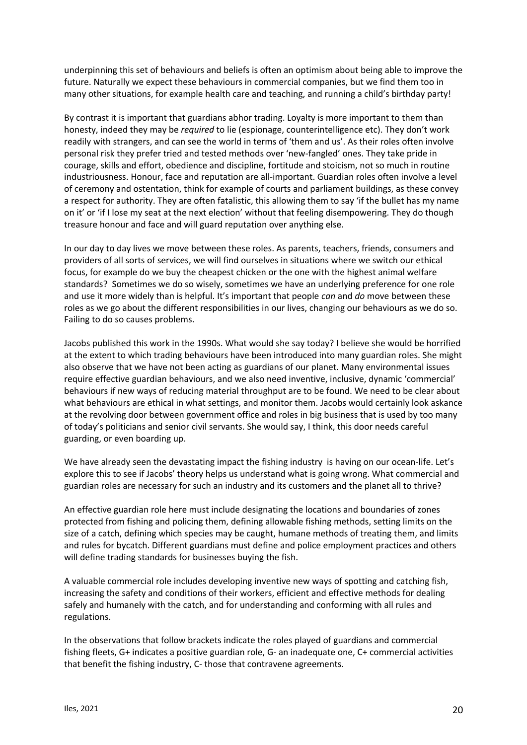underpinning this set of behaviours and beliefs is often an optimism about being able to improve the future. Naturally we expect these behaviours in commercial companies, but we find them too in many other situations, for example health care and teaching, and running a child's birthday party!

By contrast it is important that guardians abhor trading. Loyalty is more important to them than honesty, indeed they may be *required* to lie (espionage, counterintelligence etc). They don't work readily with strangers, and can see the world in terms of 'them and us'. As their roles often involve personal risk they prefer tried and tested methods over 'new-fangled' ones. They take pride in courage, skills and effort, obedience and discipline, fortitude and stoicism, not so much in routine industriousness. Honour, face and reputation are all-important. Guardian roles often involve a level of ceremony and ostentation, think for example of courts and parliament buildings, as these convey a respect for authority. They are often fatalistic, this allowing them to say 'if the bullet has my name on it' or 'if I lose my seat at the next election' without that feeling disempowering. They do though treasure honour and face and will guard reputation over anything else.

In our day to day lives we move between these roles. As parents, teachers, friends, consumers and providers of all sorts of services, we will find ourselves in situations where we switch our ethical focus, for example do we buy the cheapest chicken or the one with the highest animal welfare standards? Sometimes we do so wisely, sometimes we have an underlying preference for one role and use it more widely than is helpful. It's important that people *can* and *do* move between these roles as we go about the different responsibilities in our lives, changing our behaviours as we do so. Failing to do so causes problems.

Jacobs published this work in the 1990s. What would she say today? I believe she would be horrified at the extent to which trading behaviours have been introduced into many guardian roles. She might also observe that we have not been acting as guardians of our planet. Many environmental issues require effective guardian behaviours, and we also need inventive, inclusive, dynamic 'commercial' behaviours if new ways of reducing material throughput are to be found. We need to be clear about what behaviours are ethical in what settings, and monitor them. Jacobs would certainly look askance at the revolving door between government office and roles in big business that is used by too many of today's politicians and senior civil servants. She would say, I think, this door needs careful guarding, or even boarding up.

We have already seen the devastating impact the fishing industry is having on our ocean-life. Let's explore this to see if Jacobs' theory helps us understand what is going wrong. What commercial and guardian roles are necessary for such an industry and its customers and the planet all to thrive?

An effective guardian role here must include designating the locations and boundaries of zones protected from fishing and policing them, defining allowable fishing methods, setting limits on the size of a catch, defining which species may be caught, humane methods of treating them, and limits and rules for bycatch. Different guardians must define and police employment practices and others will define trading standards for businesses buying the fish.

A valuable commercial role includes developing inventive new ways of spotting and catching fish, increasing the safety and conditions of their workers, efficient and effective methods for dealing safely and humanely with the catch, and for understanding and conforming with all rules and regulations.

In the observations that follow brackets indicate the roles played of guardians and commercial fishing fleets, G+ indicates a positive guardian role, G- an inadequate one, C+ commercial activities that benefit the fishing industry, C- those that contravene agreements.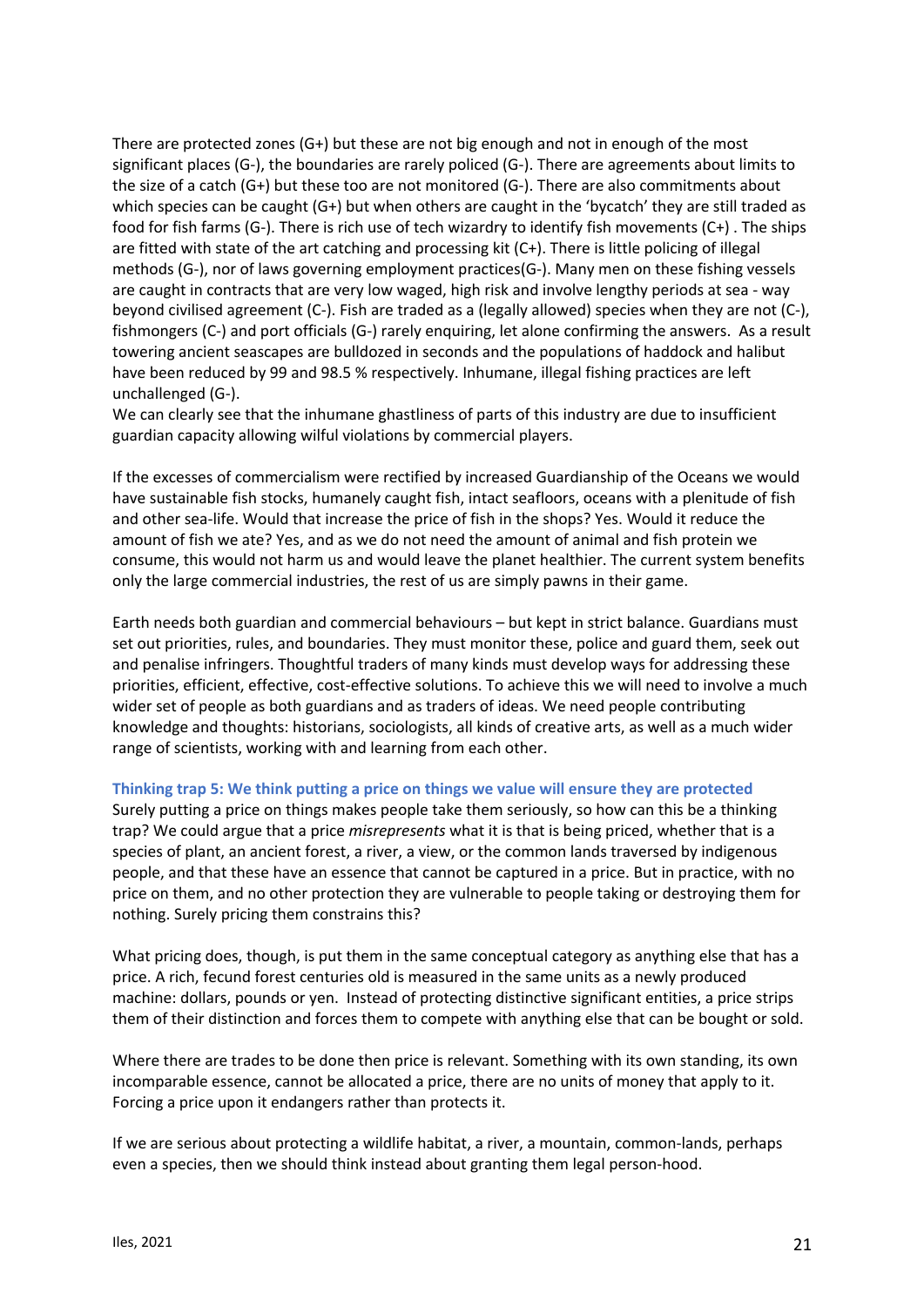There are protected zones (G+) but these are not big enough and not in enough of the most significant places (G-), the boundaries are rarely policed (G-). There are agreements about limits to the size of a catch (G+) but these too are not monitored (G-). There are also commitments about which species can be caught (G+) but when others are caught in the 'bycatch' they are still traded as food for fish farms (G-). There is rich use of tech wizardry to identify fish movements (C+) . The ships are fitted with state of the art catching and processing kit (C+). There is little policing of illegal methods (G-), nor of laws governing employment practices(G-). Many men on these fishing vessels are caught in contracts that are very low waged, high risk and involve lengthy periods at sea - way beyond civilised agreement (C-). Fish are traded as a (legally allowed) species when they are not (C-), fishmongers (C-) and port officials (G-) rarely enquiring, let alone confirming the answers. As a result towering ancient seascapes are bulldozed in seconds and the populations of haddock and halibut have been reduced by 99 and 98.5 % respectively. Inhumane, illegal fishing practices are left unchallenged (G-).
We can clearly see that the inhumane ghastliness of parts of this industry are due to insufficient guardian capacity allowing wilful violations by commercial players.

If the excesses of commercialism were rectified by increased Guardianship of the Oceans we would have sustainable fish stocks, humanely caught fish, intact seafloors, oceans with a plenitude of fish and other sea-life. Would that increase the price of fish in the shops? Yes. Would it reduce the amount of fish we ate? Yes, and as we do not need the amount of animal and fish protein we consume, this would not harm us and would leave the planet healthier. The current system benefits only the large commercial industries, the rest of us are simply pawns in their game.

Earth needs both guardian and commercial behaviours – but kept in strict balance. Guardians must set out priorities, rules, and boundaries. They must monitor these, police and guard them, seek out and penalise infringers. Thoughtful traders of many kinds must develop ways for addressing these priorities, efficient, effective, cost-effective solutions. To achieve this we will need to involve a much wider set of people as both guardians and as traders of ideas. We need people contributing knowledge and thoughts: historians, sociologists, all kinds of creative arts, as well as a much wider range of scientists, working with and learning from each other.

### Thinking trap 5: We think putting a price on things we value will ensure they are protected

Surely putting a price on things makes people take them seriously, so how can this be a thinking trap? We could argue that a price *misrepresents* what it is that is being priced, whether that is a species of plant, an ancient forest, a river, a view, or the common lands traversed by indigenous people, and that these have an essence that cannot be captured in a price. But in practice, with no price on them, and no other protection they are vulnerable to people taking or destroying them for nothing. Surely pricing them constrains this?

What pricing does, though, is put them in the same conceptual category as anything else that has a price. A rich, fecund forest centuries old is measured in the same units as a newly produced machine: dollars, pounds or yen. Instead of protecting distinctive significant entities, a price strips them of their distinction and forces them to compete with anything else that can be bought or sold.

Where there are trades to be done then price is relevant. Something with its own standing, its own incomparable essence, cannot be allocated a price, there are no units of money that apply to it. Forcing a price upon it endangers rather than protects it.

If we are serious about protecting a wildlife habitat, a river, a mountain, common-lands, perhaps even a species, then we should think instead about granting them legal person-hood.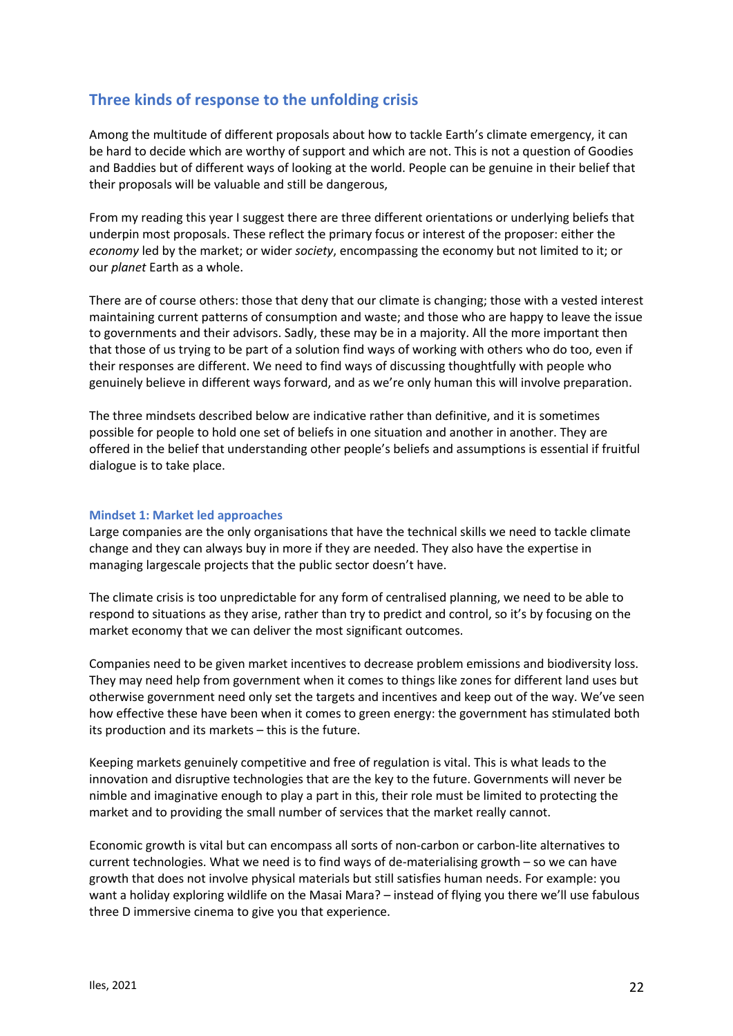## Three kinds of response to the unfolding crisis

Among the multitude of different proposals about how to tackle Earth's climate emergency, it can be hard to decide which are worthy of support and which are not. This is not a question of Goodies and Baddies but of different ways of looking at the world. People can be genuine in their belief that their proposals will be valuable and still be dangerous,

From my reading this year I suggest there are three different orientations or underlying beliefs that underpin most proposals. These reflect the primary focus or interest of the proposer: either the *economy* led by the market; or wider *society*, encompassing the economy but not limited to it; or our *planet* Earth as a whole.

There are of course others: those that deny that our climate is changing; those with a vested interest maintaining current patterns of consumption and waste; and those who are happy to leave the issue to governments and their advisors. Sadly, these may be in a majority. All the more important then that those of us trying to be part of a solution find ways of working with others who do too, even if their responses are different. We need to find ways of discussing thoughtfully with people who genuinely believe in different ways forward, and as we're only human this will involve preparation.

The three mindsets described below are indicative rather than definitive, and it is sometimes possible for people to hold one set of beliefs in one situation and another in another. They are offered in the belief that understanding other people's beliefs and assumptions is essential if fruitful dialogue is to take place.

### Mindset 1: Market led approaches

Large companies are the only organisations that have the technical skills we need to tackle climate change and they can always buy in more if they are needed. They also have the expertise in managing largescale projects that the public sector doesn't have.

The climate crisis is too unpredictable for any form of centralised planning, we need to be able to respond to situations as they arise, rather than try to predict and control, so it's by focusing on the market economy that we can deliver the most significant outcomes.

Companies need to be given market incentives to decrease problem emissions and biodiversity loss. They may need help from government when it comes to things like zones for different land uses but otherwise government need only set the targets and incentives and keep out of the way. We've seen how effective these have been when it comes to green energy: the government has stimulated both its production and its markets – this is the future.

Keeping markets genuinely competitive and free of regulation is vital. This is what leads to the innovation and disruptive technologies that are the key to the future. Governments will never be nimble and imaginative enough to play a part in this, their role must be limited to protecting the market and to providing the small number of services that the market really cannot.

Economic growth is vital but can encompass all sorts of non-carbon or carbon-lite alternatives to current technologies. What we need is to find ways of de-materialising growth – so we can have growth that does not involve physical materials but still satisfies human needs. For example: you want a holiday exploring wildlife on the Masai Mara? – instead of flying you there we'll use fabulous three D immersive cinema to give you that experience.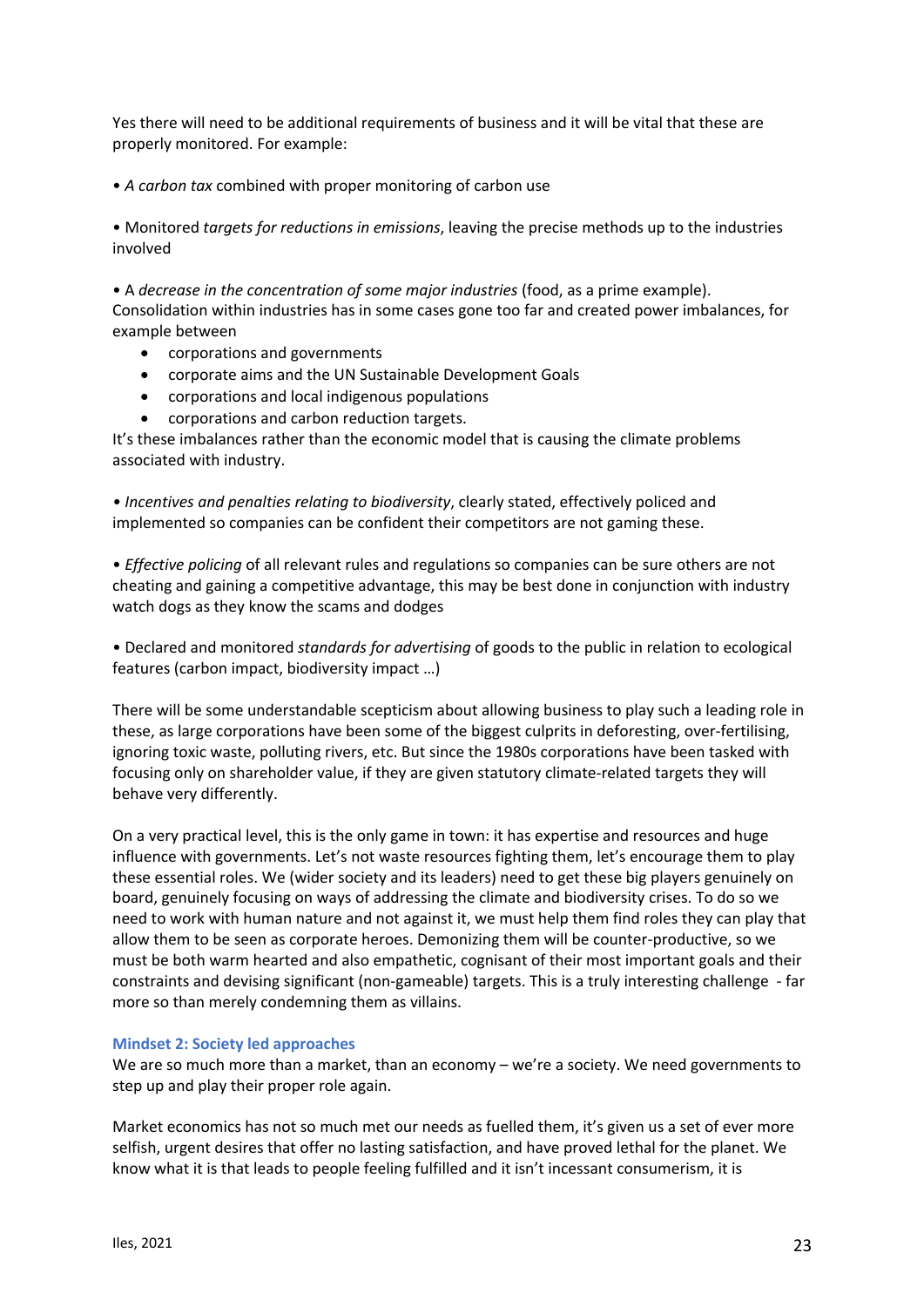Yes there will need to be additional requirements of business and it will be vital that these are properly monitored. For example:

• *A carbon tax* combined with proper monitoring of carbon use

• Monitored *targets for reductions in emissions*, leaving the precise methods up to the industries involved

• A *decrease in the concentration of some major industries* (food, as a prime example). Consolidation within industries has in some cases gone too far and created power imbalances, for example between

- corporations and governments
- corporate aims and the UN Sustainable Development Goals
- corporations and local indigenous populations
- corporations and carbon reduction targets.

It's these imbalances rather than the economic model that is causing the climate problems associated with industry.

• *Incentives and penalties relating to biodiversity*, clearly stated, effectively policed and implemented so companies can be confident their competitors are not gaming these.

• *Effective policing* of all relevant rules and regulations so companies can be sure others are not cheating and gaining a competitive advantage, this may be best done in conjunction with industry watch dogs as they know the scams and dodges

• Declared and monitored *standards for advertising* of goods to the public in relation to ecological features (carbon impact, biodiversity impact …)

There will be some understandable scepticism about allowing business to play such a leading role in these, as large corporations have been some of the biggest culprits in deforesting, over-fertilising, ignoring toxic waste, polluting rivers, etc. But since the 1980s corporations have been tasked with focusing only on shareholder value, if they are given statutory climate-related targets they will behave very differently.

On a very practical level, this is the only game in town: it has expertise and resources and huge influence with governments. Let's not waste resources fighting them, let's encourage them to play these essential roles. We (wider society and its leaders) need to get these big players genuinely on board, genuinely focusing on ways of addressing the climate and biodiversity crises. To do so we need to work with human nature and not against it, we must help them find roles they can play that allow them to be seen as corporate heroes. Demonizing them will be counter-productive, so we must be both warm hearted and also empathetic, cognisant of their most important goals and their constraints and devising significant (non-gameable) targets. This is a truly interesting challenge - far more so than merely condemning them as villains.

### Mindset 2: Society led approaches

We are so much more than a market, than an economy – we're a society. We need governments to step up and play their proper role again.

Market economics has not so much met our needs as fuelled them, it's given us a set of ever more selfish, urgent desires that offer no lasting satisfaction, and have proved lethal for the planet. We know what it is that leads to people feeling fulfilled and it isn't incessant consumerism, it is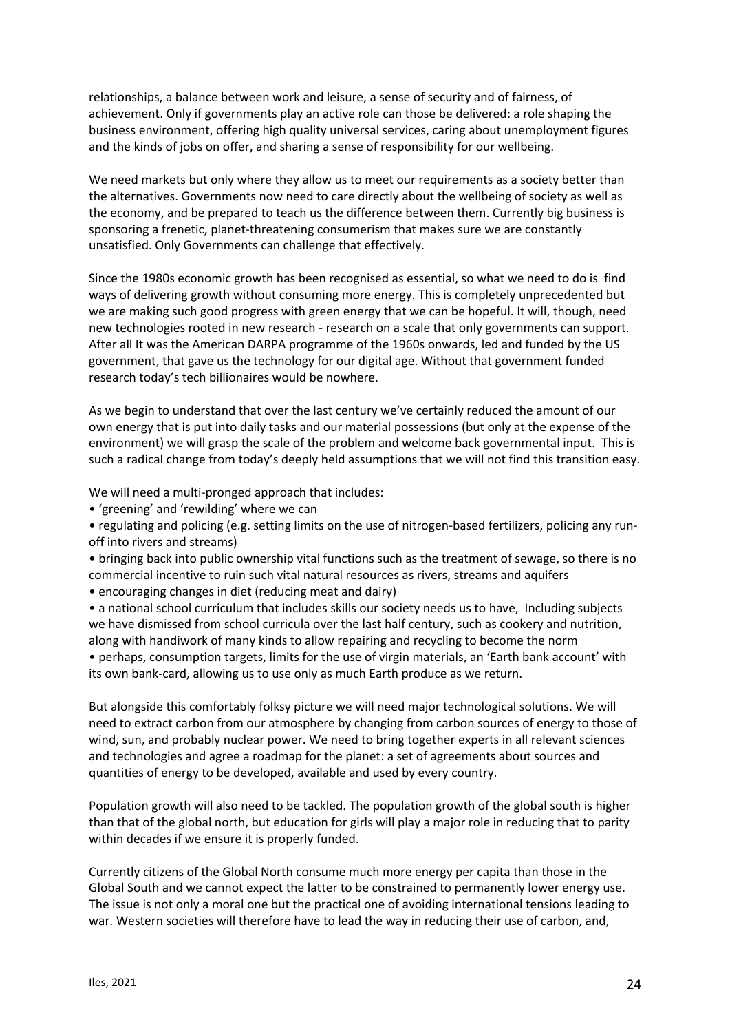relationships, a balance between work and leisure, a sense of security and of fairness, of achievement. Only if governments play an active role can those be delivered: a role shaping the business environment, offering high quality universal services, caring about unemployment figures and the kinds of jobs on offer, and sharing a sense of responsibility for our wellbeing.

We need markets but only where they allow us to meet our requirements as a society better than the alternatives. Governments now need to care directly about the wellbeing of society as well as the economy, and be prepared to teach us the difference between them. Currently big business is sponsoring a frenetic, planet-threatening consumerism that makes sure we are constantly unsatisfied. Only Governments can challenge that effectively.

Since the 1980s economic growth has been recognised as essential, so what we need to do is find ways of delivering growth without consuming more energy. This is completely unprecedented but we are making such good progress with green energy that we can be hopeful. It will, though, need new technologies rooted in new research - research on a scale that only governments can support. After all It was the American DARPA programme of the 1960s onwards, led and funded by the US government, that gave us the technology for our digital age. Without that government funded research today's tech billionaires would be nowhere.

As we begin to understand that over the last century we've certainly reduced the amount of our own energy that is put into daily tasks and our material possessions (but only at the expense of the environment) we will grasp the scale of the problem and welcome back governmental input. This is such a radical change from today's deeply held assumptions that we will not find this transition easy.

We will need a multi-pronged approach that includes:

- 'greening' and 'rewilding' where we can
- regulating and policing (e.g. setting limits on the use of nitrogen-based fertilizers, policing any run-off into rivers and streams)
- bringing back into public ownership vital functions such as the treatment of sewage, so there is no commercial incentive to ruin such vital natural resources as rivers, streams and aquifers
- encouraging changes in diet (reducing meat and dairy)
- a national school curriculum that includes skills our society needs us to have, Including subjects we have dismissed from school curricula over the last half century, such as cookery and nutrition, along with handiwork of many kinds to allow repairing and recycling to become the norm
- perhaps, consumption targets, limits for the use of virgin materials, an 'Earth bank account' with its own bank-card, allowing us to use only as much Earth produce as we return.

But alongside this comfortably folksy picture we will need major technological solutions. We will need to extract carbon from our atmosphere by changing from carbon sources of energy to those of wind, sun, and probably nuclear power. We need to bring together experts in all relevant sciences and technologies and agree a roadmap for the planet: a set of agreements about sources and quantities of energy to be developed, available and used by every country.

Population growth will also need to be tackled. The population growth of the global south is higher than that of the global north, but education for girls will play a major role in reducing that to parity within decades if we ensure it is properly funded.

Currently citizens of the Global North consume much more energy per capita than those in the Global South and we cannot expect the latter to be constrained to permanently lower energy use. The issue is not only a moral one but the practical one of avoiding international tensions leading to war. Western societies will therefore have to lead the way in reducing their use of carbon, and,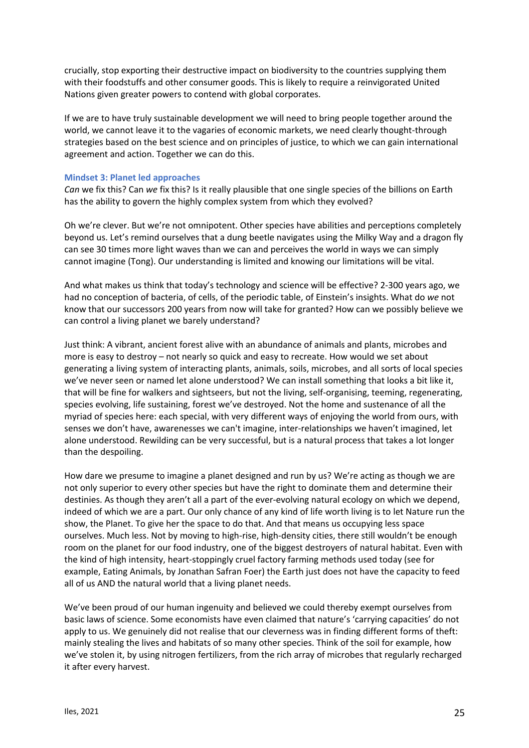crucially, stop exporting their destructive impact on biodiversity to the countries supplying them with their foodstuffs and other consumer goods. This is likely to require a reinvigorated United Nations given greater powers to contend with global corporates.

If we are to have truly sustainable development we will need to bring people together around the world, we cannot leave it to the vagaries of economic markets, we need clearly thought-through strategies based on the best science and on principles of justice, to which we can gain international agreement and action. Together we can do this.

### Mindset 3: Planet led approaches

*Can* we fix this? Can *we* fix this? Is it really plausible that one single species of the billions on Earth has the ability to govern the highly complex system from which they evolved?

Oh we're clever. But we're not omnipotent. Other species have abilities and perceptions completely beyond us. Let's remind ourselves that a dung beetle navigates using the Milky Way and a dragon fly can see 30 times more light waves than we can and perceives the world in ways we can simply cannot imagine (Tong). Our understanding is limited and knowing our limitations will be vital.

And what makes us think that today's technology and science will be effective? 2-300 years ago, we had no conception of bacteria, of cells, of the periodic table, of Einstein's insights. What do *we* not know that our successors 200 years from now will take for granted? How can we possibly believe we can control a living planet we barely understand?

Just think: A vibrant, ancient forest alive with an abundance of animals and plants, microbes and more is easy to destroy – not nearly so quick and easy to recreate. How would we set about generating a living system of interacting plants, animals, soils, microbes, and all sorts of local species we've never seen or named let alone understood? We can install something that looks a bit like it, that will be fine for walkers and sightseers, but not the living, self-organising, teeming, regenerating, species evolving, life sustaining, forest we've destroyed. Not the home and sustenance of all the myriad of species here: each special, with very different ways of enjoying the world from ours, with senses we don't have, awarenesses we can't imagine, inter-relationships we haven't imagined, let alone understood. Rewilding can be very successful, but is a natural process that takes a lot longer than the despoiling.

How dare we presume to imagine a planet designed and run by us? We're acting as though we are not only superior to every other species but have the right to dominate them and determine their destinies. As though they aren't all a part of the ever-evolving natural ecology on which we depend, indeed of which we are a part. Our only chance of any kind of life worth living is to let Nature run the show, the Planet. To give her the space to do that. And that means us occupying less space ourselves. Much less. Not by moving to high-rise, high-density cities, there still wouldn't be enough room on the planet for our food industry, one of the biggest destroyers of natural habitat. Even with the kind of high intensity, heart-stoppingly cruel factory farming methods used today (see for example, Eating Animals, by Jonathan Safran Foer) the Earth just does not have the capacity to feed all of us AND the natural world that a living planet needs.

We've been proud of our human ingenuity and believed we could thereby exempt ourselves from basic laws of science. Some economists have even claimed that nature's 'carrying capacities' do not apply to us. We genuinely did not realise that our cleverness was in finding different forms of theft: mainly stealing the lives and habitats of so many other species. Think of the soil for example, how we've stolen it, by using nitrogen fertilizers, from the rich array of microbes that regularly recharged it after every harvest.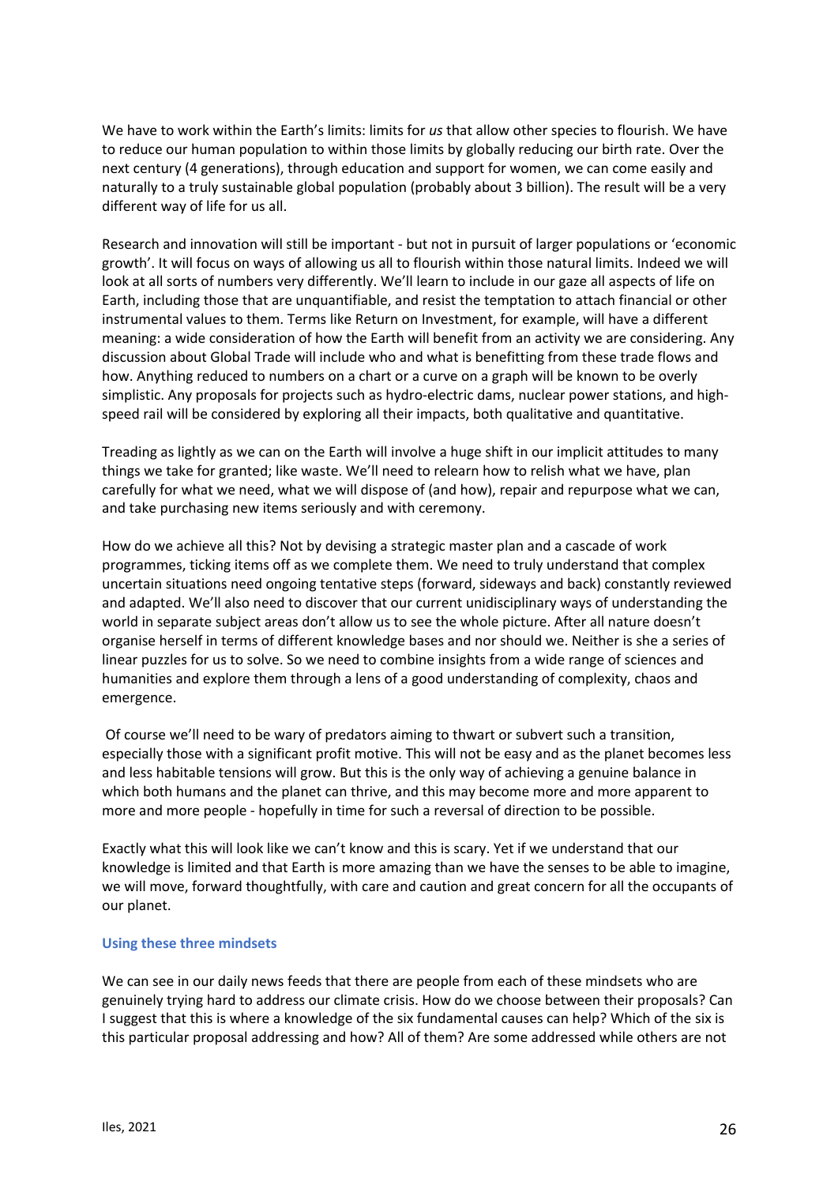We have to work within the Earth's limits: limits for *us* that allow other species to flourish. We have to reduce our human population to within those limits by globally reducing our birth rate. Over the next century (4 generations), through education and support for women, we can come easily and naturally to a truly sustainable global population (probably about 3 billion). The result will be a very different way of life for us all.

Research and innovation will still be important - but not in pursuit of larger populations or 'economic growth'. It will focus on ways of allowing us all to flourish within those natural limits. Indeed we will look at all sorts of numbers very differently. We'll learn to include in our gaze all aspects of life on Earth, including those that are unquantifiable, and resist the temptation to attach financial or other instrumental values to them. Terms like Return on Investment, for example, will have a different meaning: a wide consideration of how the Earth will benefit from an activity we are considering. Any discussion about Global Trade will include who and what is benefitting from these trade flows and how. Anything reduced to numbers on a chart or a curve on a graph will be known to be overly simplistic. Any proposals for projects such as hydro-electric dams, nuclear power stations, and high-speed rail will be considered by exploring all their impacts, both qualitative and quantitative.

Treading as lightly as we can on the Earth will involve a huge shift in our implicit attitudes to many things we take for granted; like waste. We'll need to relearn how to relish what we have, plan carefully for what we need, what we will dispose of (and how), repair and repurpose what we can, and take purchasing new items seriously and with ceremony.

How do we achieve all this? Not by devising a strategic master plan and a cascade of work programmes, ticking items off as we complete them. We need to truly understand that complex uncertain situations need ongoing tentative steps (forward, sideways and back) constantly reviewed and adapted. We'll also need to discover that our current unidisciplinary ways of understanding the world in separate subject areas don't allow us to see the whole picture. After all nature doesn't organise herself in terms of different knowledge bases and nor should we. Neither is she a series of linear puzzles for us to solve. So we need to combine insights from a wide range of sciences and humanities and explore them through a lens of a good understanding of complexity, chaos and emergence.

Of course we'll need to be wary of predators aiming to thwart or subvert such a transition, especially those with a significant profit motive. This will not be easy and as the planet becomes less and less habitable tensions will grow. But this is the only way of achieving a genuine balance in which both humans and the planet can thrive, and this may become more and more apparent to more and more people - hopefully in time for such a reversal of direction to be possible.

Exactly what this will look like we can't know and this is scary. Yet if we understand that our knowledge is limited and that Earth is more amazing than we have the senses to be able to imagine, we will move, forward thoughtfully, with care and caution and great concern for all the occupants of our planet.

### Using these three mindsets

We can see in our daily news feeds that there are people from each of these mindsets who are genuinely trying hard to address our climate crisis. How do we choose between their proposals? Can I suggest that this is where a knowledge of the six fundamental causes can help? Which of the six is this particular proposal addressing and how? All of them? Are some addressed while others are not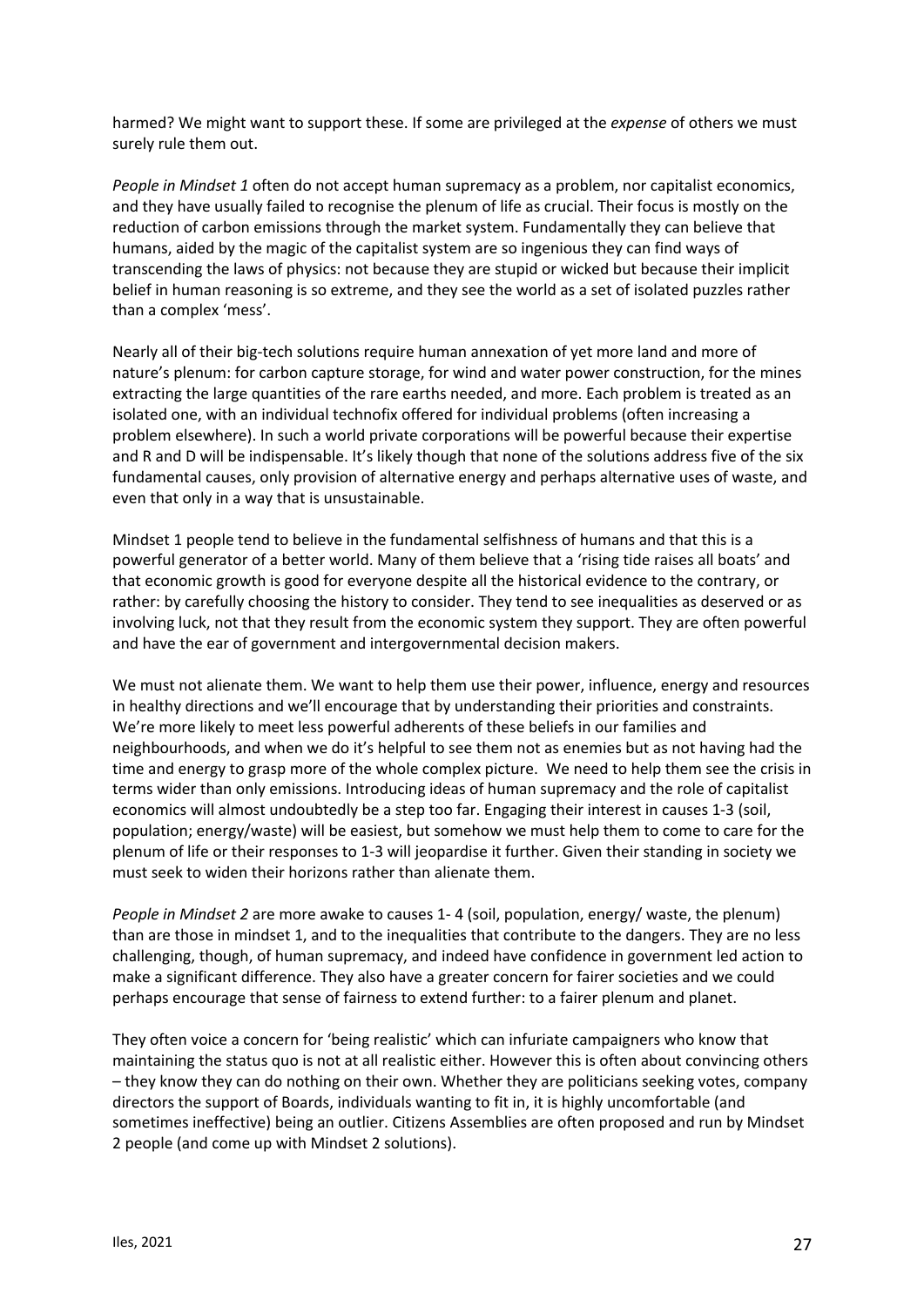harmed? We might want to support these. If some are privileged at the *expense* of others we must surely rule them out.

*People in Mindset 1* often do not accept human supremacy as a problem, nor capitalist economics, and they have usually failed to recognise the plenum of life as crucial. Their focus is mostly on the reduction of carbon emissions through the market system. Fundamentally they can believe that humans, aided by the magic of the capitalist system are so ingenious they can find ways of transcending the laws of physics: not because they are stupid or wicked but because their implicit belief in human reasoning is so extreme, and they see the world as a set of isolated puzzles rather than a complex 'mess'.

Nearly all of their big-tech solutions require human annexation of yet more land and more of nature's plenum: for carbon capture storage, for wind and water power construction, for the mines extracting the large quantities of the rare earths needed, and more. Each problem is treated as an isolated one, with an individual technofix offered for individual problems (often increasing a problem elsewhere). In such a world private corporations will be powerful because their expertise and R and D will be indispensable. It's likely though that none of the solutions address five of the six fundamental causes, only provision of alternative energy and perhaps alternative uses of waste, and even that only in a way that is unsustainable.

Mindset 1 people tend to believe in the fundamental selfishness of humans and that this is a powerful generator of a better world. Many of them believe that a 'rising tide raises all boats' and that economic growth is good for everyone despite all the historical evidence to the contrary, or rather: by carefully choosing the history to consider. They tend to see inequalities as deserved or as involving luck, not that they result from the economic system they support. They are often powerful and have the ear of government and intergovernmental decision makers.

We must not alienate them. We want to help them use their power, influence, energy and resources in healthy directions and we'll encourage that by understanding their priorities and constraints. We're more likely to meet less powerful adherents of these beliefs in our families and neighbourhoods, and when we do it's helpful to see them not as enemies but as not having had the time and energy to grasp more of the whole complex picture. We need to help them see the crisis in terms wider than only emissions. Introducing ideas of human supremacy and the role of capitalist economics will almost undoubtedly be a step too far. Engaging their interest in causes 1-3 (soil, population; energy/waste) will be easiest, but somehow we must help them to come to care for the plenum of life or their responses to 1-3 will jeopardise it further. Given their standing in society we must seek to widen their horizons rather than alienate them.

*People in Mindset 2* are more awake to causes 1- 4 (soil, population, energy/ waste, the plenum) than are those in mindset 1, and to the inequalities that contribute to the dangers. They are no less challenging, though, of human supremacy, and indeed have confidence in government led action to make a significant difference. They also have a greater concern for fairer societies and we could perhaps encourage that sense of fairness to extend further: to a fairer plenum and planet.

They often voice a concern for 'being realistic' which can infuriate campaigners who know that maintaining the status quo is not at all realistic either. However this is often about convincing others – they know they can do nothing on their own. Whether they are politicians seeking votes, company directors the support of Boards, individuals wanting to fit in, it is highly uncomfortable (and sometimes ineffective) being an outlier. Citizens Assemblies are often proposed and run by Mindset 2 people (and come up with Mindset 2 solutions).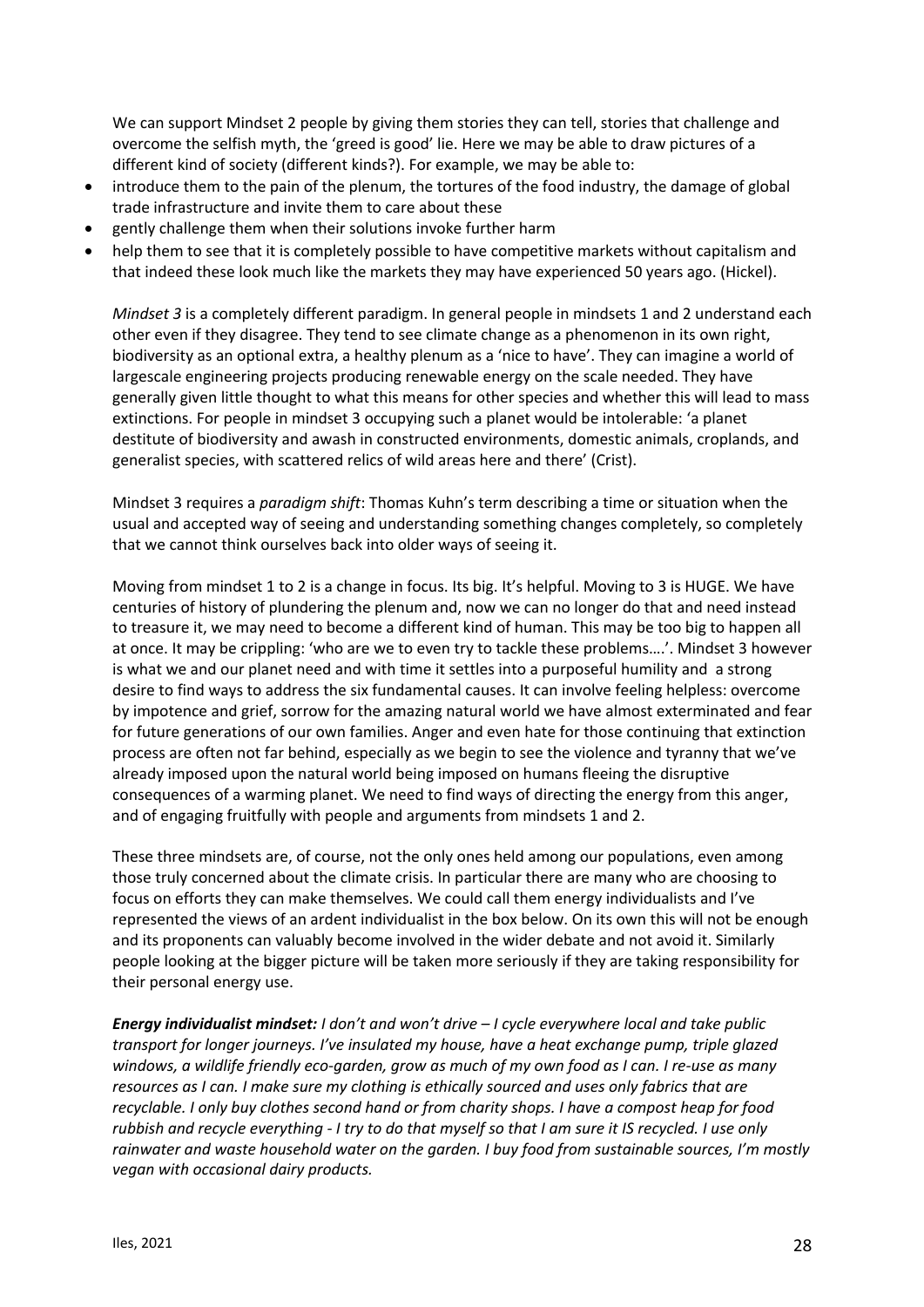We can support Mindset 2 people by giving them stories they can tell, stories that challenge and overcome the selfish myth, the 'greed is good' lie. Here we may be able to draw pictures of a different kind of society (different kinds?). For example, we may be able to:

- introduce them to the pain of the plenum, the tortures of the food industry, the damage of global trade infrastructure and invite them to care about these
- gently challenge them when their solutions invoke further harm
- help them to see that it is completely possible to have competitive markets without capitalism and that indeed these look much like the markets they may have experienced 50 years ago. (Hickel).

*Mindset 3* is a completely different paradigm. In general people in mindsets 1 and 2 understand each other even if they disagree. They tend to see climate change as a phenomenon in its own right, biodiversity as an optional extra, a healthy plenum as a 'nice to have'. They can imagine a world of largescale engineering projects producing renewable energy on the scale needed. They have generally given little thought to what this means for other species and whether this will lead to mass extinctions. For people in mindset 3 occupying such a planet would be intolerable: 'a planet destitute of biodiversity and awash in constructed environments, domestic animals, croplands, and generalist species, with scattered relics of wild areas here and there' (Crist).

Mindset 3 requires a *paradigm shift*: Thomas Kuhn's term describing a time or situation when the usual and accepted way of seeing and understanding something changes completely, so completely that we cannot think ourselves back into older ways of seeing it.

Moving from mindset 1 to 2 is a change in focus. Its big. It's helpful. Moving to 3 is HUGE. We have centuries of history of plundering the plenum and, now we can no longer do that and need instead to treasure it, we may need to become a different kind of human. This may be too big to happen all at once. It may be crippling: 'who are we to even try to tackle these problems….'. Mindset 3 however is what we and our planet need and with time it settles into a purposeful humility and a strong desire to find ways to address the six fundamental causes. It can involve feeling helpless: overcome by impotence and grief, sorrow for the amazing natural world we have almost exterminated and fear for future generations of our own families. Anger and even hate for those continuing that extinction process are often not far behind, especially as we begin to see the violence and tyranny that we've already imposed upon the natural world being imposed on humans fleeing the disruptive consequences of a warming planet. We need to find ways of directing the energy from this anger, and of engaging fruitfully with people and arguments from mindsets 1 and 2.

These three mindsets are, of course, not the only ones held among our populations, even among those truly concerned about the climate crisis. In particular there are many who are choosing to focus on efforts they can make themselves. We could call them energy individualists and I've represented the views of an ardent individualist in the box below. On its own this will not be enough and its proponents can valuably become involved in the wider debate and not avoid it. Similarly people looking at the bigger picture will be taken more seriously if they are taking responsibility for their personal energy use.

***Energy individualist mindset:*** *I don't and won't drive – I cycle everywhere local and take public transport for longer journeys. I've insulated my house, have a heat exchange pump, triple glazed windows, a wildlife friendly eco-garden, grow as much of my own food as I can. I re-use as many resources as I can. I make sure my clothing is ethically sourced and uses only fabrics that are recyclable. I only buy clothes second hand or from charity shops. I have a compost heap for food rubbish and recycle everything - I try to do that myself so that I am sure it IS recycled. I use only rainwater and waste household water on the garden. I buy food from sustainable sources, I'm mostly vegan with occasional dairy products.*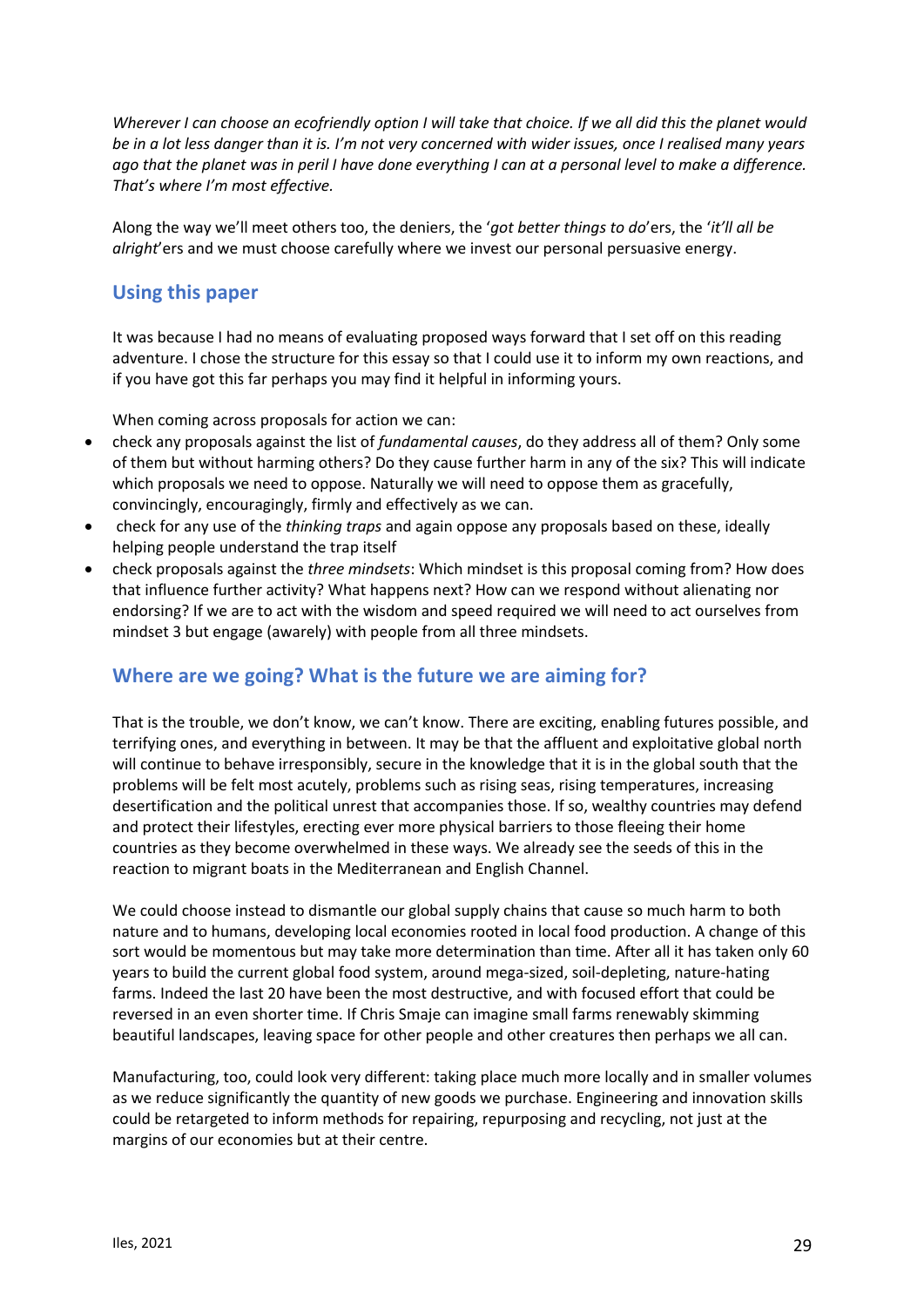*Wherever I can choose an ecofriendly option I will take that choice. If we all did this the planet would be in a lot less danger than it is. I'm not very concerned with wider issues, once I realised many years ago that the planet was in peril I have done everything I can at a personal level to make a difference. That's where I'm most effective.*

Along the way we'll meet others too, the deniers, the '*got better things to do*'ers, the '*it'll all be alright*'ers and we must choose carefully where we invest our personal persuasive energy.

## Using this paper

It was because I had no means of evaluating proposed ways forward that I set off on this reading adventure. I chose the structure for this essay so that I could use it to inform my own reactions, and if you have got this far perhaps you may find it helpful in informing yours.

When coming across proposals for action we can:

- check any proposals against the list of *fundamental causes*, do they address all of them? Only some of them but without harming others? Do they cause further harm in any of the six? This will indicate which proposals we need to oppose. Naturally we will need to oppose them as gracefully, convincingly, encouragingly, firmly and effectively as we can.
- check for any use of the *thinking traps* and again oppose any proposals based on these, ideally helping people understand the trap itself
- check proposals against the *three mindsets*: Which mindset is this proposal coming from? How does that influence further activity? What happens next? How can we respond without alienating nor endorsing? If we are to act with the wisdom and speed required we will need to act ourselves from mindset 3 but engage (awarely) with people from all three mindsets.

## Where are we going? What is the future we are aiming for?

That is the trouble, we don't know, we can't know. There are exciting, enabling futures possible, and terrifying ones, and everything in between. It may be that the affluent and exploitative global north will continue to behave irresponsibly, secure in the knowledge that it is in the global south that the problems will be felt most acutely, problems such as rising seas, rising temperatures, increasing desertification and the political unrest that accompanies those. If so, wealthy countries may defend and protect their lifestyles, erecting ever more physical barriers to those fleeing their home countries as they become overwhelmed in these ways. We already see the seeds of this in the reaction to migrant boats in the Mediterranean and English Channel.

We could choose instead to dismantle our global supply chains that cause so much harm to both nature and to humans, developing local economies rooted in local food production. A change of this sort would be momentous but may take more determination than time. After all it has taken only 60 years to build the current global food system, around mega-sized, soil-depleting, nature-hating farms. Indeed the last 20 have been the most destructive, and with focused effort that could be reversed in an even shorter time. If Chris Smaje can imagine small farms renewably skimming beautiful landscapes, leaving space for other people and other creatures then perhaps we all can.

Manufacturing, too, could look very different: taking place much more locally and in smaller volumes as we reduce significantly the quantity of new goods we purchase. Engineering and innovation skills could be retargeted to inform methods for repairing, repurposing and recycling, not just at the margins of our economies but at their centre.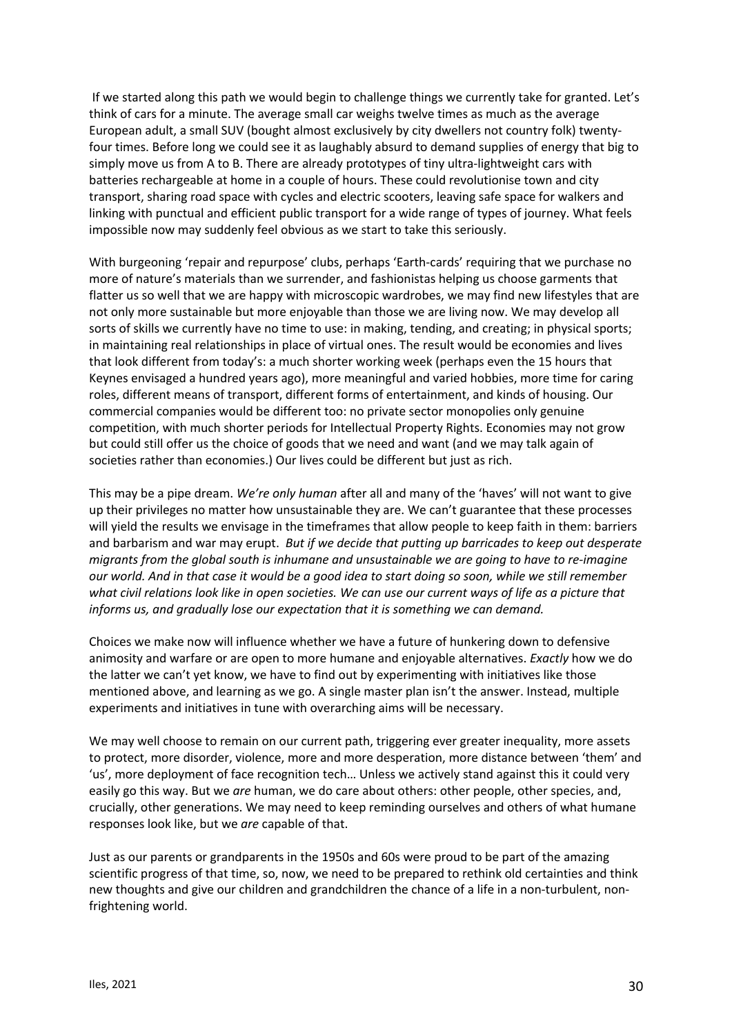If we started along this path we would begin to challenge things we currently take for granted. Let's think of cars for a minute. The average small car weighs twelve times as much as the average European adult, a small SUV (bought almost exclusively by city dwellers not country folk) twenty-four times. Before long we could see it as laughably absurd to demand supplies of energy that big to simply move us from A to B. There are already prototypes of tiny ultra-lightweight cars with batteries rechargeable at home in a couple of hours. These could revolutionise town and city transport, sharing road space with cycles and electric scooters, leaving safe space for walkers and linking with punctual and efficient public transport for a wide range of types of journey. What feels impossible now may suddenly feel obvious as we start to take this seriously.

With burgeoning 'repair and repurpose' clubs, perhaps 'Earth-cards' requiring that we purchase no more of nature's materials than we surrender, and fashionistas helping us choose garments that flatter us so well that we are happy with microscopic wardrobes, we may find new lifestyles that are not only more sustainable but more enjoyable than those we are living now. We may develop all sorts of skills we currently have no time to use: in making, tending, and creating; in physical sports; in maintaining real relationships in place of virtual ones. The result would be economies and lives that look different from today's: a much shorter working week (perhaps even the 15 hours that Keynes envisaged a hundred years ago), more meaningful and varied hobbies, more time for caring roles, different means of transport, different forms of entertainment, and kinds of housing. Our commercial companies would be different too: no private sector monopolies only genuine competition, with much shorter periods for Intellectual Property Rights. Economies may not grow but could still offer us the choice of goods that we need and want (and we may talk again of societies rather than economies.) Our lives could be different but just as rich.

This may be a pipe dream. *We're only human* after all and many of the 'haves' will not want to give up their privileges no matter how unsustainable they are. We can't guarantee that these processes will yield the results we envisage in the timeframes that allow people to keep faith in them: barriers and barbarism and war may erupt. *But if we decide that putting up barricades to keep out desperate migrants from the global south is inhumane and unsustainable we are going to have to re-imagine our world. And in that case it would be a good idea to start doing so soon, while we still remember what civil relations look like in open societies. We can use our current ways of life as a picture that informs us, and gradually lose our expectation that it is something we can demand.*

Choices we make now will influence whether we have a future of hunkering down to defensive animosity and warfare or are open to more humane and enjoyable alternatives. *Exactly* how we do the latter we can't yet know, we have to find out by experimenting with initiatives like those mentioned above, and learning as we go. A single master plan isn't the answer. Instead, multiple experiments and initiatives in tune with overarching aims will be necessary.

We may well choose to remain on our current path, triggering ever greater inequality, more assets to protect, more disorder, violence, more and more desperation, more distance between 'them' and 'us', more deployment of face recognition tech… Unless we actively stand against this it could very easily go this way. But we *are* human, we do care about others: other people, other species, and, crucially, other generations. We may need to keep reminding ourselves and others of what humane responses look like, but we *are* capable of that.

Just as our parents or grandparents in the 1950s and 60s were proud to be part of the amazing scientific progress of that time, so, now, we need to be prepared to rethink old certainties and think new thoughts and give our children and grandchildren the chance of a life in a non-turbulent, non-frightening world.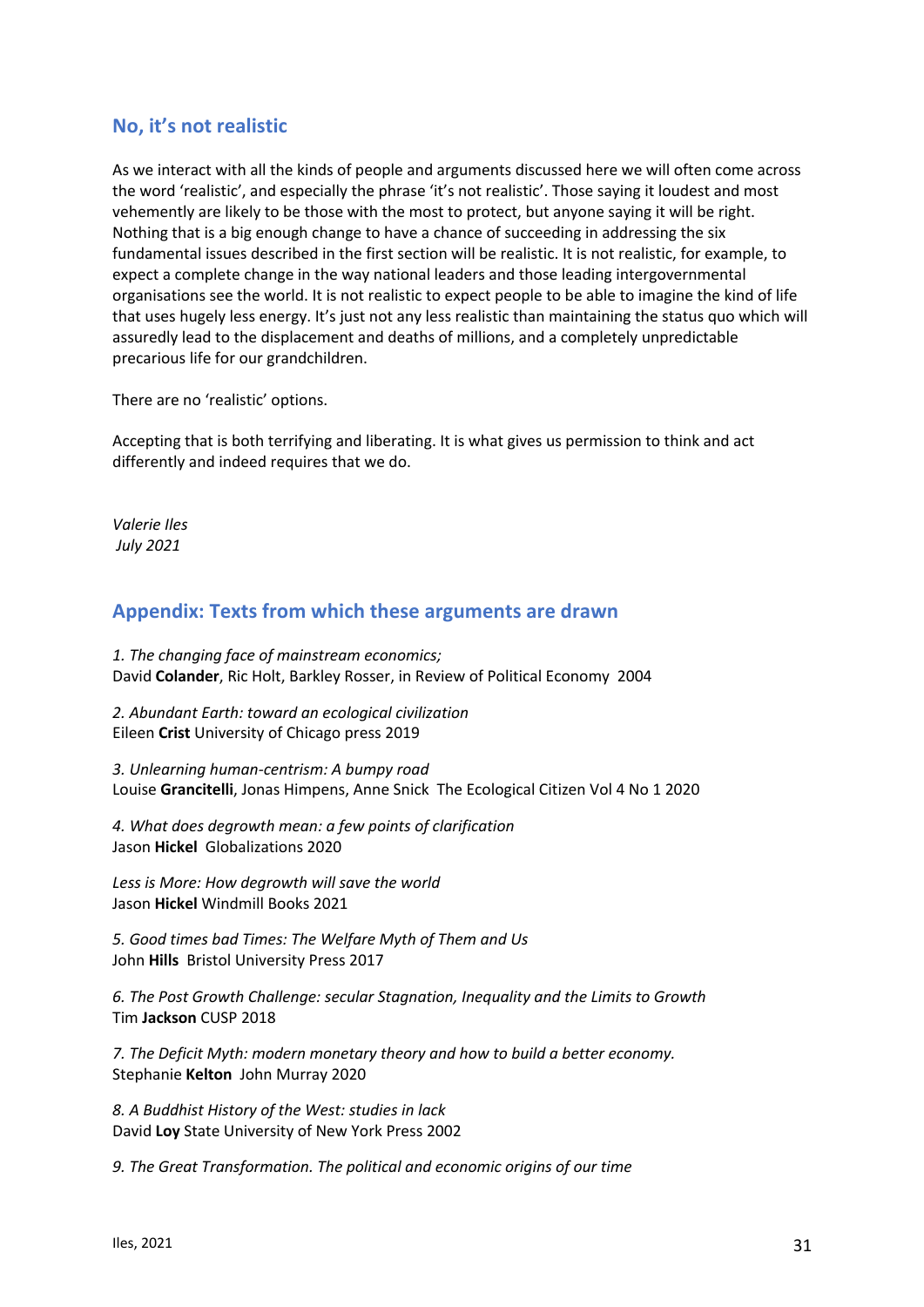## No, it's not realistic

As we interact with all the kinds of people and arguments discussed here we will often come across the word 'realistic', and especially the phrase 'it's not realistic'. Those saying it loudest and most vehemently are likely to be those with the most to protect, but anyone saying it will be right. Nothing that is a big enough change to have a chance of succeeding in addressing the six fundamental issues described in the first section will be realistic. It is not realistic, for example, to expect a complete change in the way national leaders and those leading intergovernmental organisations see the world. It is not realistic to expect people to be able to imagine the kind of life that uses hugely less energy. It's just not any less realistic than maintaining the status quo which will assuredly lead to the displacement and deaths of millions, and a completely unpredictable precarious life for our grandchildren.

There are no 'realistic' options.

Accepting that is both terrifying and liberating. It is what gives us permission to think and act differently and indeed requires that we do.

*Valerie Iles*
*July 2021*

## Appendix: Texts from which these arguments are drawn

*1. The changing face of mainstream economics;*
David **Colander**, Ric Holt, Barkley Rosser, in Review of Political Economy 2004

*2. Abundant Earth: toward an ecological civilization*
Eileen **Crist** University of Chicago press 2019

*3. Unlearning human-centrism: A bumpy road*
Louise **Grancitelli**, Jonas Himpens, Anne Snick The Ecological Citizen Vol 4 No 1 2020

*4. What does degrowth mean: a few points of clarification*
Jason **Hickel** Globalizations 2020

*Less is More: How degrowth will save the world*
Jason **Hickel** Windmill Books 2021

*5. Good times bad Times: The Welfare Myth of Them and Us*
John **Hills** Bristol University Press 2017

*6. The Post Growth Challenge: secular Stagnation, Inequality and the Limits to Growth*
Tim **Jackson** CUSP 2018

*7. The Deficit Myth: modern monetary theory and how to build a better economy.*
Stephanie **Kelton** John Murray 2020

*8. A Buddhist History of the West: studies in lack*
David **Loy** State University of New York Press 2002

*9. The Great Transformation. The political and economic origins of our time*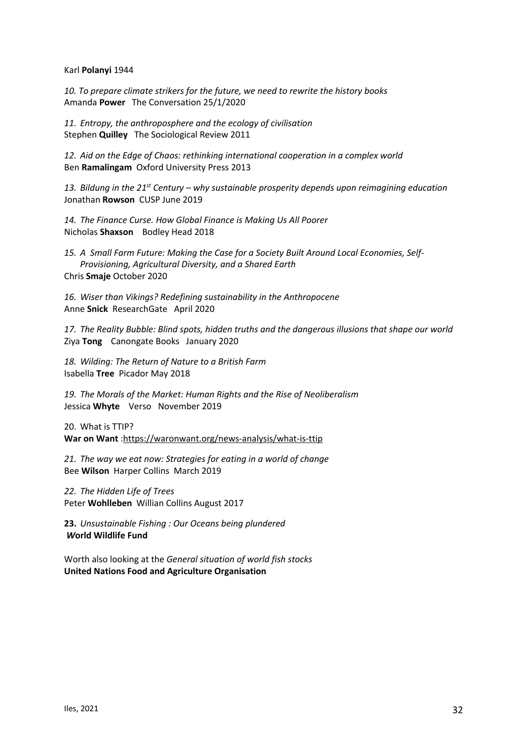Karl **Polanyi** 1944

*10. To prepare climate strikers for the future, we need to rewrite the history books*
Amanda **Power** The Conversation 25/1/2020

*11. Entropy, the anthroposphere and the ecology of civilisation*
Stephen **Quilley** The Sociological Review 2011

*12. Aid on the Edge of Chaos: rethinking international cooperation in a complex world*
Ben **Ramalingam** Oxford University Press 2013

*13. Bildung in the 21st Century – why sustainable prosperity depends upon reimagining education*
Jonathan **Rowson** CUSP June 2019

*14. The Finance Curse. How Global Finance is Making Us All Poorer*
Nicholas **Shaxson** Bodley Head 2018

*15. A Small Farm Future: Making the Case for a Society Built Around Local Economies, Self-Provisioning, Agricultural Diversity, and a Shared Earth*
Chris **Smaje** October 2020

*16. Wiser than Vikings? Redefining sustainability in the Anthropocene*
Anne **Snick** ResearchGate April 2020

*17. The Reality Bubble: Blind spots, hidden truths and the dangerous illusions that shape our world*
Ziya **Tong** Canongate Books January 2020

*18. Wilding: The Return of Nature to a British Farm*
Isabella **Tree** Picador May 2018

*19. The Morals of the Market: Human Rights and the Rise of Neoliberalism*
Jessica **Whyte** Verso November 2019

20. What is TTIP?
**War on Want** :https://waronwant.org/news-analysis/what-is-ttip

*21. The way we eat now: Strategies for eating in a world of change*
Bee **Wilson** Harper Collins March 2019

*22. The Hidden Life of Trees*
Peter **Wohlleben** Willian Collins August 2017

**23.** *Unsustainable Fishing : Our Oceans being plundered*
***W*orld Wildlife Fund**

Worth also looking at the *General situation of world fish stocks*
**United Nations Food and Agriculture Organisation**